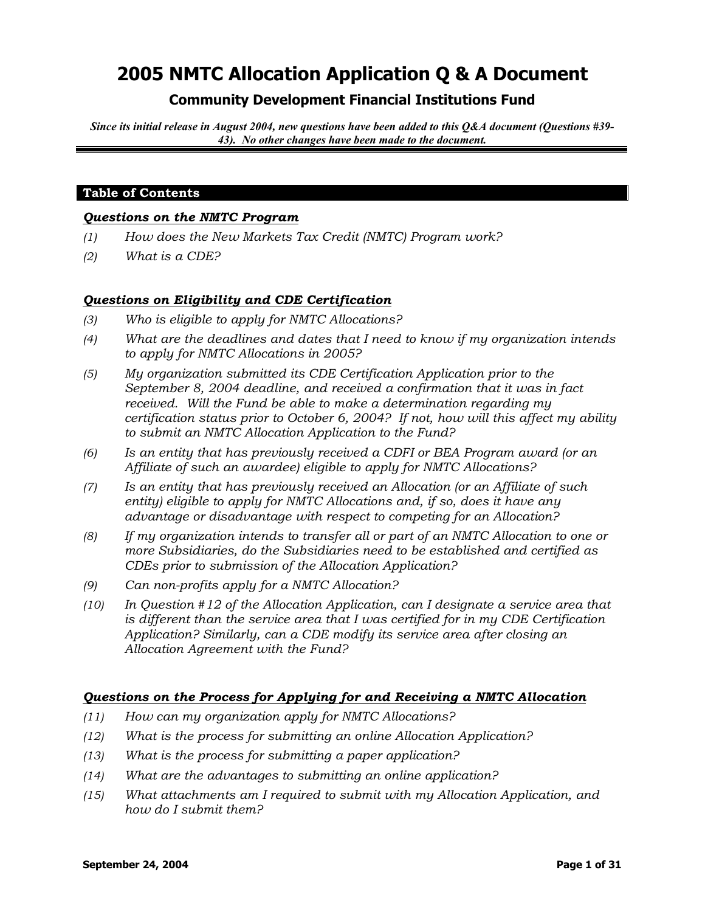# 2005 NMTC Allocation Application Q & A Document

## Community Development Financial Institutions Fund

***Since its initial release in August 2004, new questions have been added to this Q&A document (Questions #39-43). No other changes have been made to the document.***

### Table of Contents

***Questions on the NMTC Program***

*(1)* *How does the New Markets Tax Credit (NMTC) Program work?*

*(2)* *What is a CDE?*

***Questions on Eligibility and CDE Certification***

*(3)* *Who is eligible to apply for NMTC Allocations?*

*(4)* *What are the deadlines and dates that I need to know if my organization intends to apply for NMTC Allocations in 2005?*

*(5)* *My organization submitted its CDE Certification Application prior to the September 8, 2004 deadline, and received a confirmation that it was in fact received. Will the Fund be able to make a determination regarding my certification status prior to October 6, 2004? If not, how will this affect my ability to submit an NMTC Allocation Application to the Fund?*

*(6)* *Is an entity that has previously received a CDFI or BEA Program award (or an Affiliate of such an awardee) eligible to apply for NMTC Allocations?*

*(7)* *Is an entity that has previously received an Allocation (or an Affiliate of such entity) eligible to apply for NMTC Allocations and, if so, does it have any advantage or disadvantage with respect to competing for an Allocation?*

*(8)* *If my organization intends to transfer all or part of an NMTC Allocation to one or more Subsidiaries, do the Subsidiaries need to be established and certified as CDEs prior to submission of the Allocation Application?*

*(9)* *Can non-profits apply for a NMTC Allocation?*

*(10)* *In Question #12 of the Allocation Application, can I designate a service area that is different than the service area that I was certified for in my CDE Certification Application? Similarly, can a CDE modify its service area after closing an Allocation Agreement with the Fund?*

***Questions on the Process for Applying for and Receiving a NMTC Allocation***

*(11)* *How can my organization apply for NMTC Allocations?*

*(12)* *What is the process for submitting an online Allocation Application?*

*(13)* *What is the process for submitting a paper application?*

*(14)* *What are the advantages to submitting an online application?*

*(15)* *What attachments am I required to submit with my Allocation Application, and how do I submit them?*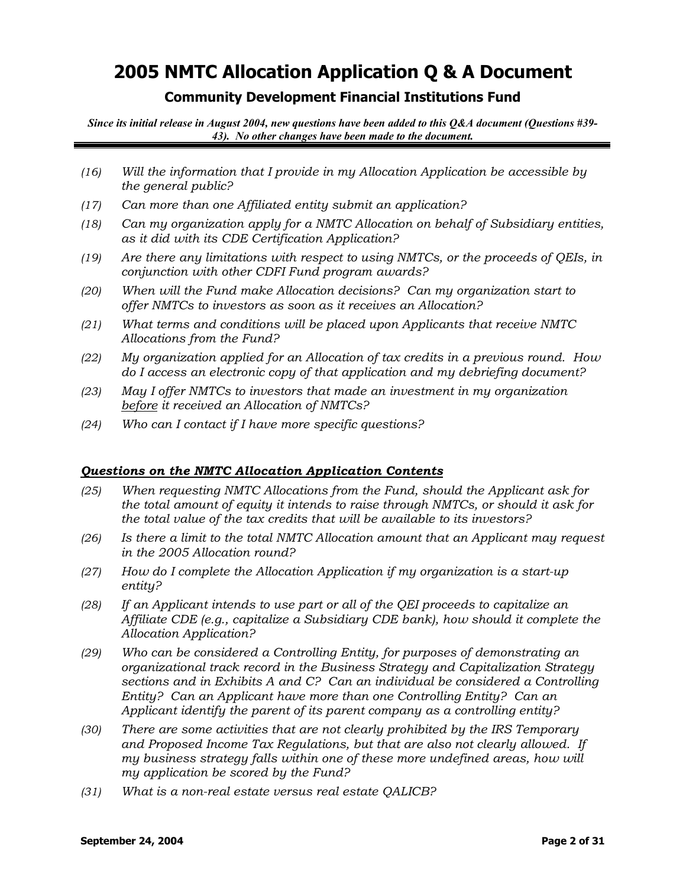# 2005 NMTC Allocation Application Q & A Document

## Community Development Financial Institutions Fund

***Since its initial release in August 2004, new questions have been added to this Q&A document (Questions #39-43). No other changes have been made to the document.***

- *(16) Will the information that I provide in my Allocation Application be accessible by the general public?*
- *(17) Can more than one Affiliated entity submit an application?*
- *(18) Can my organization apply for a NMTC Allocation on behalf of Subsidiary entities, as it did with its CDE Certification Application?*
- *(19) Are there any limitations with respect to using NMTCs, or the proceeds of QEIs, in conjunction with other CDFI Fund program awards?*
- *(20) When will the Fund make Allocation decisions? Can my organization start to offer NMTCs to investors as soon as it receives an Allocation?*
- *(21) What terms and conditions will be placed upon Applicants that receive NMTC Allocations from the Fund?*
- *(22) My organization applied for an Allocation of tax credits in a previous round. How do I access an electronic copy of that application and my debriefing document?*
- *(23) May I offer NMTCs to investors that made an investment in my organization <u>before</u> it received an Allocation of NMTCs?*
- *(24) Who can I contact if I have more specific questions?*

### ***<u>Questions on the NMTC Allocation Application Contents</u>***

- *(25) When requesting NMTC Allocations from the Fund, should the Applicant ask for the total amount of equity it intends to raise through NMTCs, or should it ask for the total value of the tax credits that will be available to its investors?*
- *(26) Is there a limit to the total NMTC Allocation amount that an Applicant may request in the 2005 Allocation round?*
- *(27) How do I complete the Allocation Application if my organization is a start-up entity?*
- *(28) If an Applicant intends to use part or all of the QEI proceeds to capitalize an Affiliate CDE (e.g., capitalize a Subsidiary CDE bank), how should it complete the Allocation Application?*
- *(29) Who can be considered a Controlling Entity, for purposes of demonstrating an organizational track record in the Business Strategy and Capitalization Strategy sections and in Exhibits A and C? Can an individual be considered a Controlling Entity? Can an Applicant have more than one Controlling Entity? Can an Applicant identify the parent of its parent company as a controlling entity?*
- *(30) There are some activities that are not clearly prohibited by the IRS Temporary and Proposed Income Tax Regulations, but that are also not clearly allowed. If my business strategy falls within one of these more undefined areas, how will my application be scored by the Fund?*
- *(31) What is a non-real estate versus real estate QALICB?*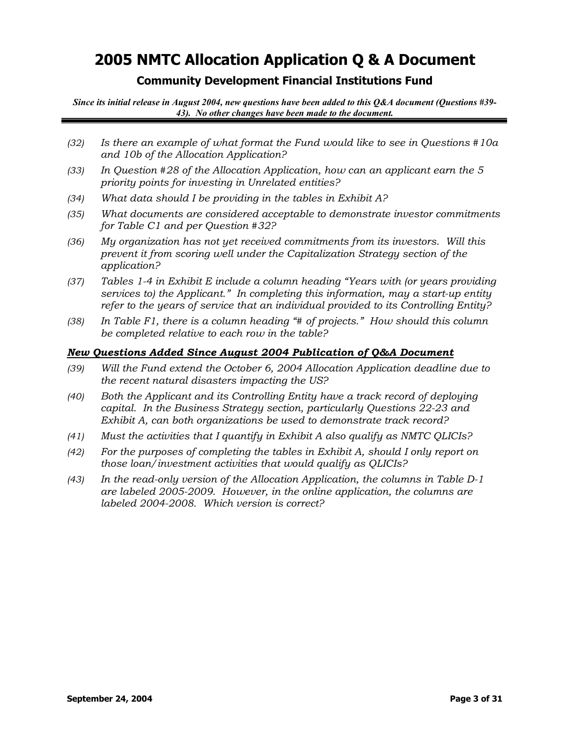# 2005 NMTC Allocation Application Q & A Document

## Community Development Financial Institutions Fund

***Since its initial release in August 2004, new questions have been added to this Q&A document (Questions #39-43). No other changes have been made to the document.***

*(32) Is there an example of what format the Fund would like to see in Questions #10a and 10b of the Allocation Application?*

*(33) In Question #28 of the Allocation Application, how can an applicant earn the 5 priority points for investing in Unrelated entities?*

*(34) What data should I be providing in the tables in Exhibit A?*

*(35) What documents are considered acceptable to demonstrate investor commitments for Table C1 and per Question #32?*

*(36) My organization has not yet received commitments from its investors. Will this prevent it from scoring well under the Capitalization Strategy section of the application?*

*(37) Tables 1-4 in Exhibit E include a column heading "Years with (or years providing services to) the Applicant." In completing this information, may a start-up entity refer to the years of service that an individual provided to its Controlling Entity?*

*(38) In Table F1, there is a column heading "# of projects." How should this column be completed relative to each row in the table?*

### ***New Questions Added Since August 2004 Publication of Q&A Document***

*(39) Will the Fund extend the October 6, 2004 Allocation Application deadline due to the recent natural disasters impacting the US?*

*(40) Both the Applicant and its Controlling Entity have a track record of deploying capital. In the Business Strategy section, particularly Questions 22-23 and Exhibit A, can both organizations be used to demonstrate track record?*

*(41) Must the activities that I quantify in Exhibit A also qualify as NMTC QLICIs?*

*(42) For the purposes of completing the tables in Exhibit A, should I only report on those loan/investment activities that would qualify as QLICIs?*

*(43) In the read-only version of the Allocation Application, the columns in Table D-1 are labeled 2005-2009. However, in the online application, the columns are labeled 2004-2008. Which version is correct?*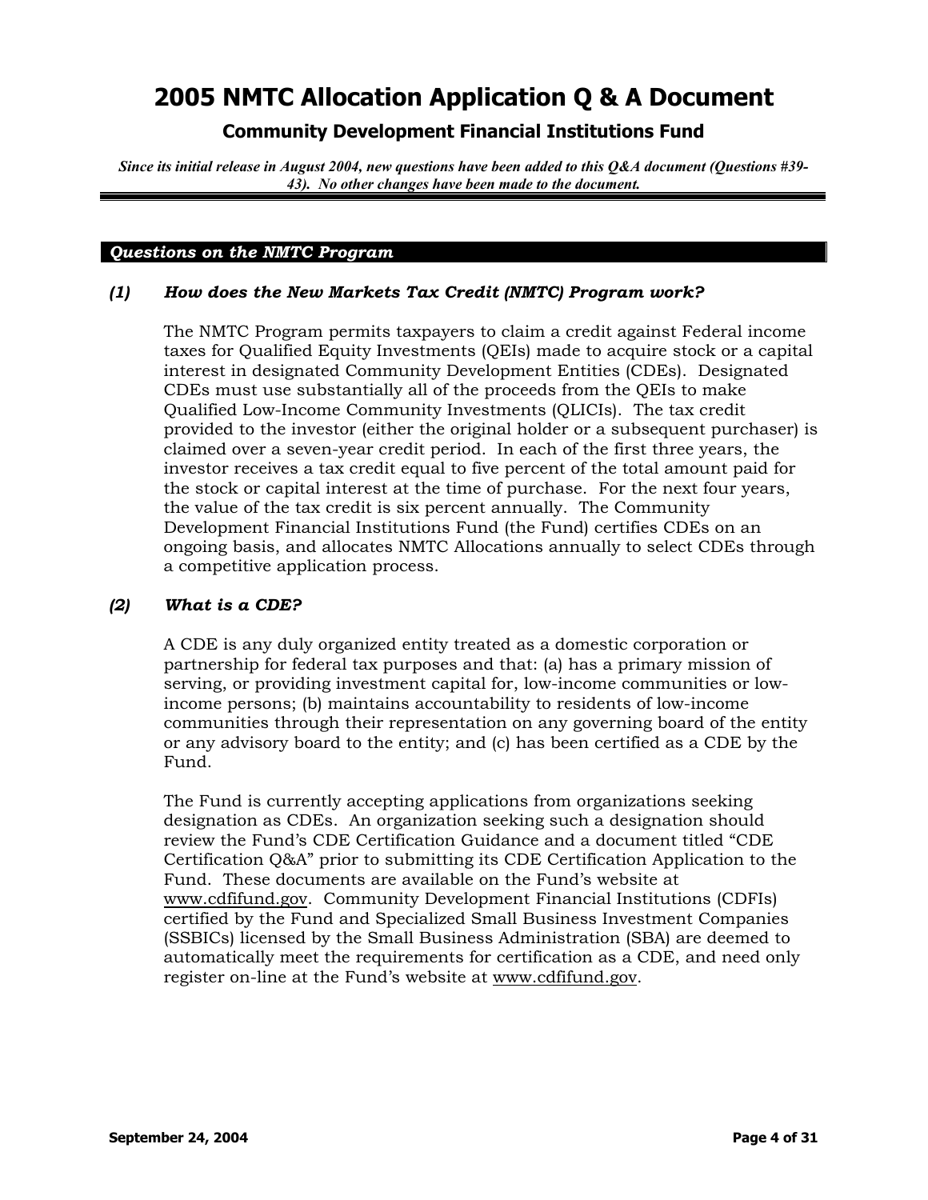# 2005 NMTC Allocation Application Q & A Document

## Community Development Financial Institutions Fund

***Since its initial release in August 2004, new questions have been added to this Q&A document (Questions #39-43). No other changes have been made to the document.***

### *Questions on the NMTC Program*

#### *(1) How does the New Markets Tax Credit (NMTC) Program work?*

The NMTC Program permits taxpayers to claim a credit against Federal income taxes for Qualified Equity Investments (QEIs) made to acquire stock or a capital interest in designated Community Development Entities (CDEs). Designated CDEs must use substantially all of the proceeds from the QEIs to make Qualified Low-Income Community Investments (QLICIs). The tax credit provided to the investor (either the original holder or a subsequent purchaser) is claimed over a seven-year credit period. In each of the first three years, the investor receives a tax credit equal to five percent of the total amount paid for the stock or capital interest at the time of purchase. For the next four years, the value of the tax credit is six percent annually. The Community Development Financial Institutions Fund (the Fund) certifies CDEs on an ongoing basis, and allocates NMTC Allocations annually to select CDEs through a competitive application process.

#### *(2) What is a CDE?*

A CDE is any duly organized entity treated as a domestic corporation or partnership for federal tax purposes and that: (a) has a primary mission of serving, or providing investment capital for, low-income communities or low-income persons; (b) maintains accountability to residents of low-income communities through their representation on any governing board of the entity or any advisory board to the entity; and (c) has been certified as a CDE by the Fund.

The Fund is currently accepting applications from organizations seeking designation as CDEs. An organization seeking such a designation should review the Fund's CDE Certification Guidance and a document titled "CDE Certification Q&A" prior to submitting its CDE Certification Application to the Fund. These documents are available on the Fund's website at www.cdfifund.gov. Community Development Financial Institutions (CDFIs) certified by the Fund and Specialized Small Business Investment Companies (SSBICs) licensed by the Small Business Administration (SBA) are deemed to automatically meet the requirements for certification as a CDE, and need only register on-line at the Fund's website at www.cdfifund.gov.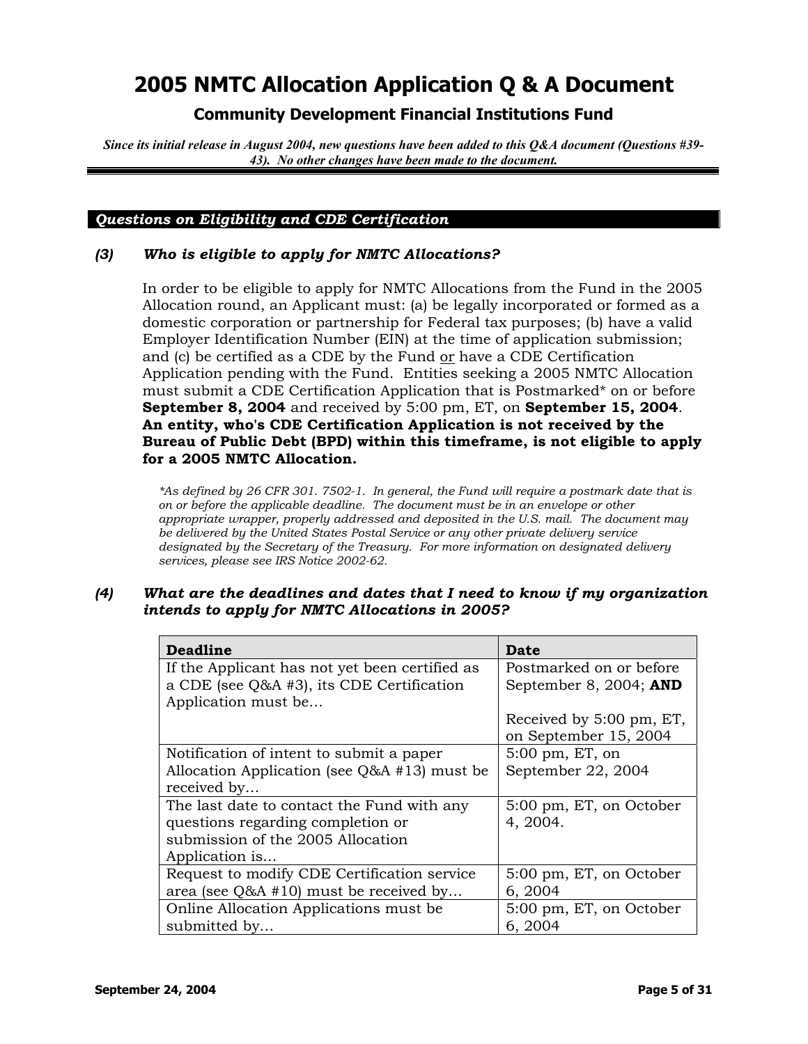# 2005 NMTC Allocation Application Q & A Document

## Community Development Financial Institutions Fund

*Since its initial release in August 2004, new questions have been added to this Q&A document (Questions #39-43). No other changes have been made to the document.*

### *Questions on Eligibility and CDE Certification*

#### *(3) Who is eligible to apply for NMTC Allocations?*

In order to be eligible to apply for NMTC Allocations from the Fund in the 2005 Allocation round, an Applicant must: (a) be legally incorporated or formed as a domestic corporation or partnership for Federal tax purposes; (b) have a valid Employer Identification Number (EIN) at the time of application submission; and (c) be certified as a CDE by the Fund or have a CDE Certification Application pending with the Fund. Entities seeking a 2005 NMTC Allocation must submit a CDE Certification Application that is Postmarked* on or before **September 8, 2004** and received by 5:00 pm, ET, on **September 15, 2004**. **An entity, who's CDE Certification Application is not received by the Bureau of Public Debt (BPD) within this timeframe, is not eligible to apply for a 2005 NMTC Allocation.**

*\*As defined by 26 CFR 301. 7502-1. In general, the Fund will require a postmark date that is on or before the applicable deadline. The document must be in an envelope or other appropriate wrapper, properly addressed and deposited in the U.S. mail. The document may be delivered by the United States Postal Service or any other private delivery service designated by the Secretary of the Treasury. For more information on designated delivery services, please see IRS Notice 2002-62.*

#### *(4) What are the deadlines and dates that I need to know if my organization intends to apply for NMTC Allocations in 2005?*

| Deadline | Date |
|---|---|
| If the Applicant has not yet been certified as a CDE (see Q&A #3), its CDE Certification Application must be… | Postmarked on or before September 8, 2004; **AND**<br><br>Received by 5:00 pm, ET, on September 15, 2004 |
| Notification of intent to submit a paper Allocation Application (see Q&A #13) must be received by… | 5:00 pm, ET, on September 22, 2004 |
| The last date to contact the Fund with any questions regarding completion or submission of the 2005 Allocation Application is… | 5:00 pm, ET, on October 4, 2004. |
| Request to modify CDE Certification service area (see Q&A #10) must be received by… | 5:00 pm, ET, on October 6, 2004 |
| Online Allocation Applications must be submitted by… | 5:00 pm, ET, on October 6, 2004 |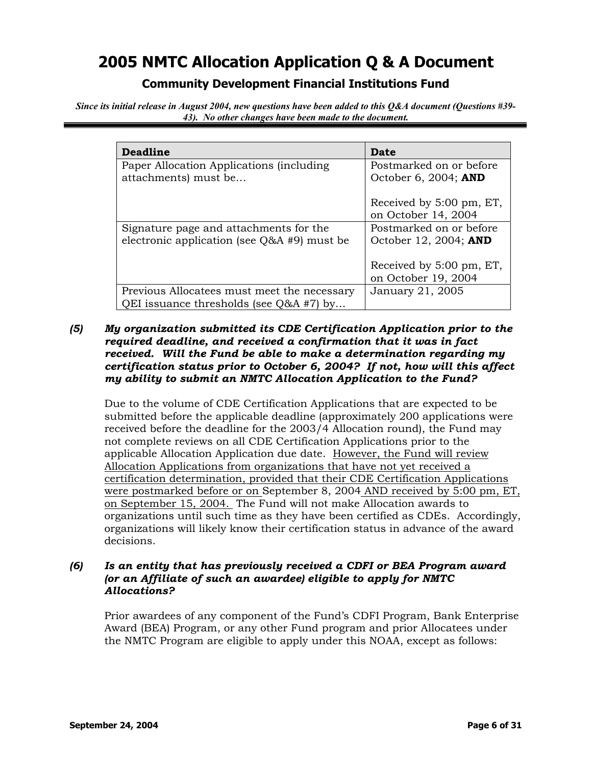# 2005 NMTC Allocation Application Q & A Document

## Community Development Financial Institutions Fund

***Since its initial release in August 2004, new questions have been added to this Q&A document (Questions #39-43). No other changes have been made to the document.***

| **Deadline** | **Date** |
|---|---|
| Paper Allocation Applications (including attachments) must be… | Postmarked on or before October 6, 2004; **AND** Received by 5:00 pm, ET, on October 14, 2004 |
| Signature page and attachments for the electronic application (see Q&A #9) must be | Postmarked on or before October 12, 2004; **AND** Received by 5:00 pm, ET, on October 19, 2004 |
| Previous Allocatees must meet the necessary QEI issuance thresholds (see Q&A #7) by… | January 21, 2005 |

***(5) My organization submitted its CDE Certification Application prior to the required deadline, and received a confirmation that it was in fact received. Will the Fund be able to make a determination regarding my certification status prior to October 6, 2004? If not, how will this affect my ability to submit an NMTC Allocation Application to the Fund?***

Due to the volume of CDE Certification Applications that are expected to be submitted before the applicable deadline (approximately 200 applications were received before the deadline for the 2003/4 Allocation round), the Fund may not complete reviews on all CDE Certification Applications prior to the applicable Allocation Application due date. However, the Fund will review Allocation Applications from organizations that have not yet received a certification determination, provided that their CDE Certification Applications were postmarked before or on September 8, 2004 AND received by 5:00 pm, ET, on September 15, 2004. The Fund will not make Allocation awards to organizations until such time as they have been certified as CDEs. Accordingly, organizations will likely know their certification status in advance of the award decisions.

***(6) Is an entity that has previously received a CDFI or BEA Program award (or an Affiliate of such an awardee) eligible to apply for NMTC Allocations?***

Prior awardees of any component of the Fund's CDFI Program, Bank Enterprise Award (BEA) Program, or any other Fund program and prior Allocatees under the NMTC Program are eligible to apply under this NOAA, except as follows: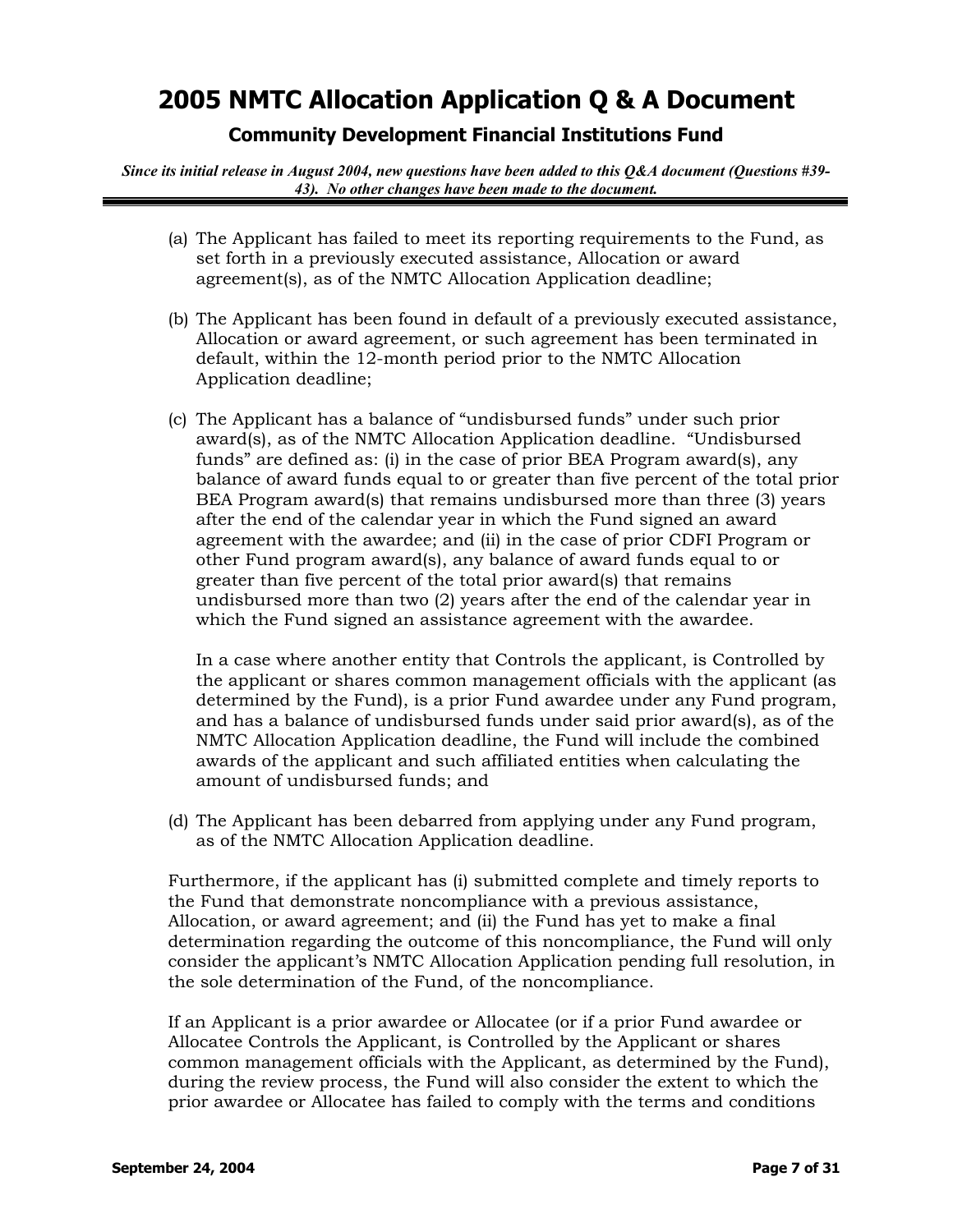(a) The Applicant has failed to meet its reporting requirements to the Fund, as set forth in a previously executed assistance, Allocation or award agreement(s), as of the NMTC Allocation Application deadline;

(b) The Applicant has been found in default of a previously executed assistance, Allocation or award agreement, or such agreement has been terminated in default, within the 12-month period prior to the NMTC Allocation Application deadline;

(c) The Applicant has a balance of "undisbursed funds" under such prior award(s), as of the NMTC Allocation Application deadline. "Undisbursed funds" are defined as: (i) in the case of prior BEA Program award(s), any balance of award funds equal to or greater than five percent of the total prior BEA Program award(s) that remains undisbursed more than three (3) years after the end of the calendar year in which the Fund signed an award agreement with the awardee; and (ii) in the case of prior CDFI Program or other Fund program award(s), any balance of award funds equal to or greater than five percent of the total prior award(s) that remains undisbursed more than two (2) years after the end of the calendar year in which the Fund signed an assistance agreement with the awardee.

   In a case where another entity that Controls the applicant, is Controlled by the applicant or shares common management officials with the applicant (as determined by the Fund), is a prior Fund awardee under any Fund program, and has a balance of undisbursed funds under said prior award(s), as of the NMTC Allocation Application deadline, the Fund will include the combined awards of the applicant and such affiliated entities when calculating the amount of undisbursed funds; and

(d) The Applicant has been debarred from applying under any Fund program, as of the NMTC Allocation Application deadline.

Furthermore, if the applicant has (i) submitted complete and timely reports to the Fund that demonstrate noncompliance with a previous assistance, Allocation, or award agreement; and (ii) the Fund has yet to make a final determination regarding the outcome of this noncompliance, the Fund will only consider the applicant's NMTC Allocation Application pending full resolution, in the sole determination of the Fund, of the noncompliance.

If an Applicant is a prior awardee or Allocatee (or if a prior Fund awardee or Allocatee Controls the Applicant, is Controlled by the Applicant or shares common management officials with the Applicant, as determined by the Fund), during the review process, the Fund will also consider the extent to which the prior awardee or Allocatee has failed to comply with the terms and conditions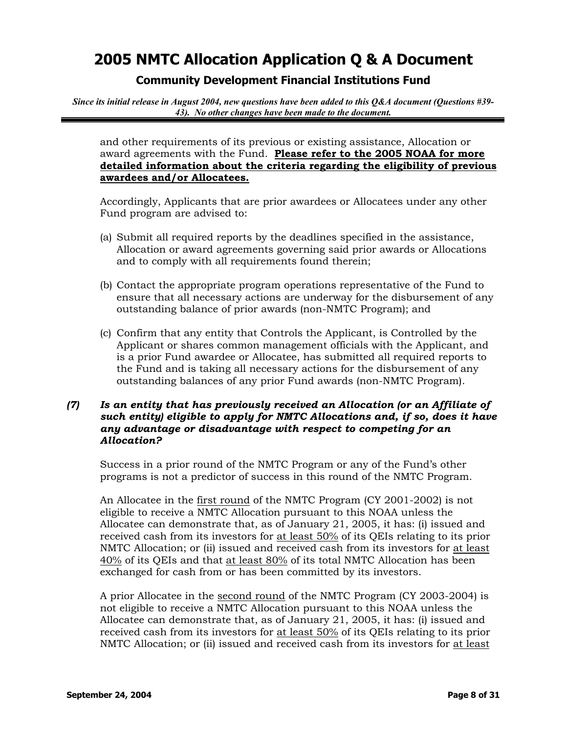and other requirements of its previous or existing assistance, Allocation or award agreements with the Fund. **Please refer to the 2005 NOAA for more detailed information about the criteria regarding the eligibility of previous awardees and/or Allocatees.**

Accordingly, Applicants that are prior awardees or Allocatees under any other Fund program are advised to:

(a) Submit all required reports by the deadlines specified in the assistance, Allocation or award agreements governing said prior awards or Allocations and to comply with all requirements found therein;

(b) Contact the appropriate program operations representative of the Fund to ensure that all necessary actions are underway for the disbursement of any outstanding balance of prior awards (non-NMTC Program); and

(c) Confirm that any entity that Controls the Applicant, is Controlled by the Applicant or shares common management officials with the Applicant, and is a prior Fund awardee or Allocatee, has submitted all required reports to the Fund and is taking all necessary actions for the disbursement of any outstanding balances of any prior Fund awards (non-NMTC Program).

***(7) Is an entity that has previously received an Allocation (or an Affiliate of such entity) eligible to apply for NMTC Allocations and, if so, does it have any advantage or disadvantage with respect to competing for an Allocation?***

Success in a prior round of the NMTC Program or any of the Fund's other programs is not a predictor of success in this round of the NMTC Program.

An Allocatee in the first round of the NMTC Program (CY 2001-2002) is not eligible to receive a NMTC Allocation pursuant to this NOAA unless the Allocatee can demonstrate that, as of January 21, 2005, it has: (i) issued and received cash from its investors for at least 50% of its QEIs relating to its prior NMTC Allocation; or (ii) issued and received cash from its investors for at least 40% of its QEIs and that at least 80% of its total NMTC Allocation has been exchanged for cash from or has been committed by its investors.

A prior Allocatee in the second round of the NMTC Program (CY 2003-2004) is not eligible to receive a NMTC Allocation pursuant to this NOAA unless the Allocatee can demonstrate that, as of January 21, 2005, it has: (i) issued and received cash from its investors for at least 50% of its QEIs relating to its prior NMTC Allocation; or (ii) issued and received cash from its investors for at least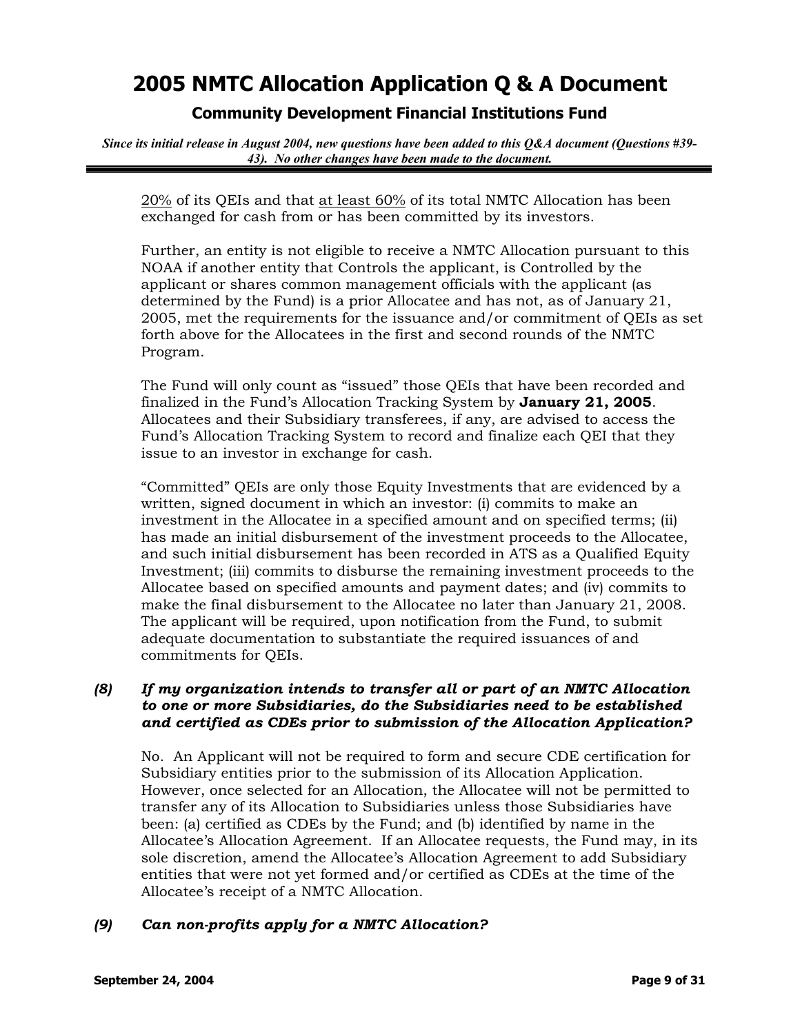20% of its QEIs and that at least 60% of its total NMTC Allocation has been exchanged for cash from or has been committed by its investors.

Further, an entity is not eligible to receive a NMTC Allocation pursuant to this NOAA if another entity that Controls the applicant, is Controlled by the applicant or shares common management officials with the applicant (as determined by the Fund) is a prior Allocatee and has not, as of January 21, 2005, met the requirements for the issuance and/or commitment of QEIs as set forth above for the Allocatees in the first and second rounds of the NMTC Program.

The Fund will only count as "issued" those QEIs that have been recorded and finalized in the Fund's Allocation Tracking System by **January 21, 2005**. Allocatees and their Subsidiary transferees, if any, are advised to access the Fund's Allocation Tracking System to record and finalize each QEI that they issue to an investor in exchange for cash.

"Committed" QEIs are only those Equity Investments that are evidenced by a written, signed document in which an investor: (i) commits to make an investment in the Allocatee in a specified amount and on specified terms; (ii) has made an initial disbursement of the investment proceeds to the Allocatee, and such initial disbursement has been recorded in ATS as a Qualified Equity Investment; (iii) commits to disburse the remaining investment proceeds to the Allocatee based on specified amounts and payment dates; and (iv) commits to make the final disbursement to the Allocatee no later than January 21, 2008. The applicant will be required, upon notification from the Fund, to submit adequate documentation to substantiate the required issuances of and commitments for QEIs.

***(8) If my organization intends to transfer all or part of an NMTC Allocation to one or more Subsidiaries, do the Subsidiaries need to be established and certified as CDEs prior to submission of the Allocation Application?***

No. An Applicant will not be required to form and secure CDE certification for Subsidiary entities prior to the submission of its Allocation Application. However, once selected for an Allocation, the Allocatee will not be permitted to transfer any of its Allocation to Subsidiaries unless those Subsidiaries have been: (a) certified as CDEs by the Fund; and (b) identified by name in the Allocatee's Allocation Agreement. If an Allocatee requests, the Fund may, in its sole discretion, amend the Allocatee's Allocation Agreement to add Subsidiary entities that were not yet formed and/or certified as CDEs at the time of the Allocatee's receipt of a NMTC Allocation.

***(9) Can non-profits apply for a NMTC Allocation?***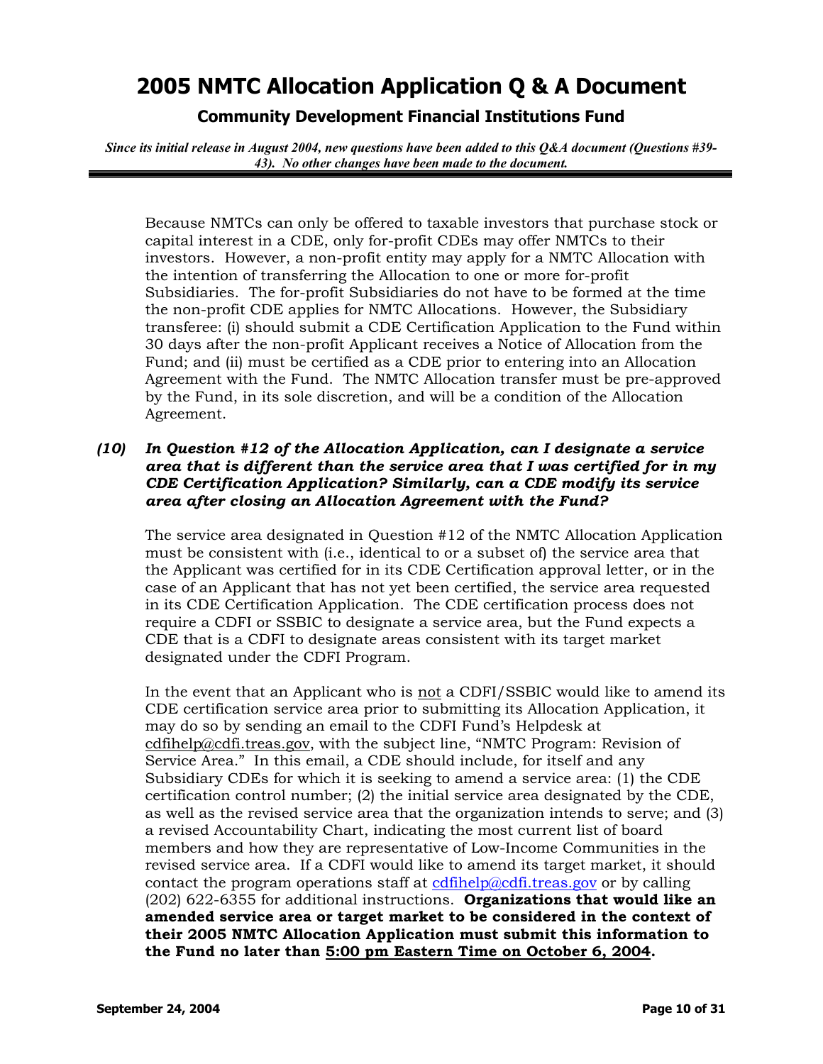Because NMTCs can only be offered to taxable investors that purchase stock or capital interest in a CDE, only for-profit CDEs may offer NMTCs to their investors. However, a non-profit entity may apply for a NMTC Allocation with the intention of transferring the Allocation to one or more for-profit Subsidiaries. The for-profit Subsidiaries do not have to be formed at the time the non-profit CDE applies for NMTC Allocations. However, the Subsidiary transferee: (i) should submit a CDE Certification Application to the Fund within 30 days after the non-profit Applicant receives a Notice of Allocation from the Fund; and (ii) must be certified as a CDE prior to entering into an Allocation Agreement with the Fund. The NMTC Allocation transfer must be pre-approved by the Fund, in its sole discretion, and will be a condition of the Allocation Agreement.

***(10) In Question #12 of the Allocation Application, can I designate a service area that is different than the service area that I was certified for in my CDE Certification Application? Similarly, can a CDE modify its service area after closing an Allocation Agreement with the Fund?***

The service area designated in Question #12 of the NMTC Allocation Application must be consistent with (i.e., identical to or a subset of) the service area that the Applicant was certified for in its CDE Certification approval letter, or in the case of an Applicant that has not yet been certified, the service area requested in its CDE Certification Application. The CDE certification process does not require a CDFI or SSBIC to designate a service area, but the Fund expects a CDE that is a CDFI to designate areas consistent with its target market designated under the CDFI Program.

In the event that an Applicant who is <u>not</u> a CDFI/SSBIC would like to amend its CDE certification service area prior to submitting its Allocation Application, it may do so by sending an email to the CDFI Fund's Helpdesk at cdfihelp@cdfi.treas.gov, with the subject line, "NMTC Program: Revision of Service Area." In this email, a CDE should include, for itself and any Subsidiary CDEs for which it is seeking to amend a service area: (1) the CDE certification control number; (2) the initial service area designated by the CDE, as well as the revised service area that the organization intends to serve; and (3) a revised Accountability Chart, indicating the most current list of board members and how they are representative of Low-Income Communities in the revised service area. If a CDFI would like to amend its target market, it should contact the program operations staff at cdfihelp@cdfi.treas.gov or by calling (202) 622-6355 for additional instructions. **Organizations that would like an amended service area or target market to be considered in the context of their 2005 NMTC Allocation Application must submit this information to the Fund no later than <u>5:00 pm Eastern Time on October 6, 2004</u>.**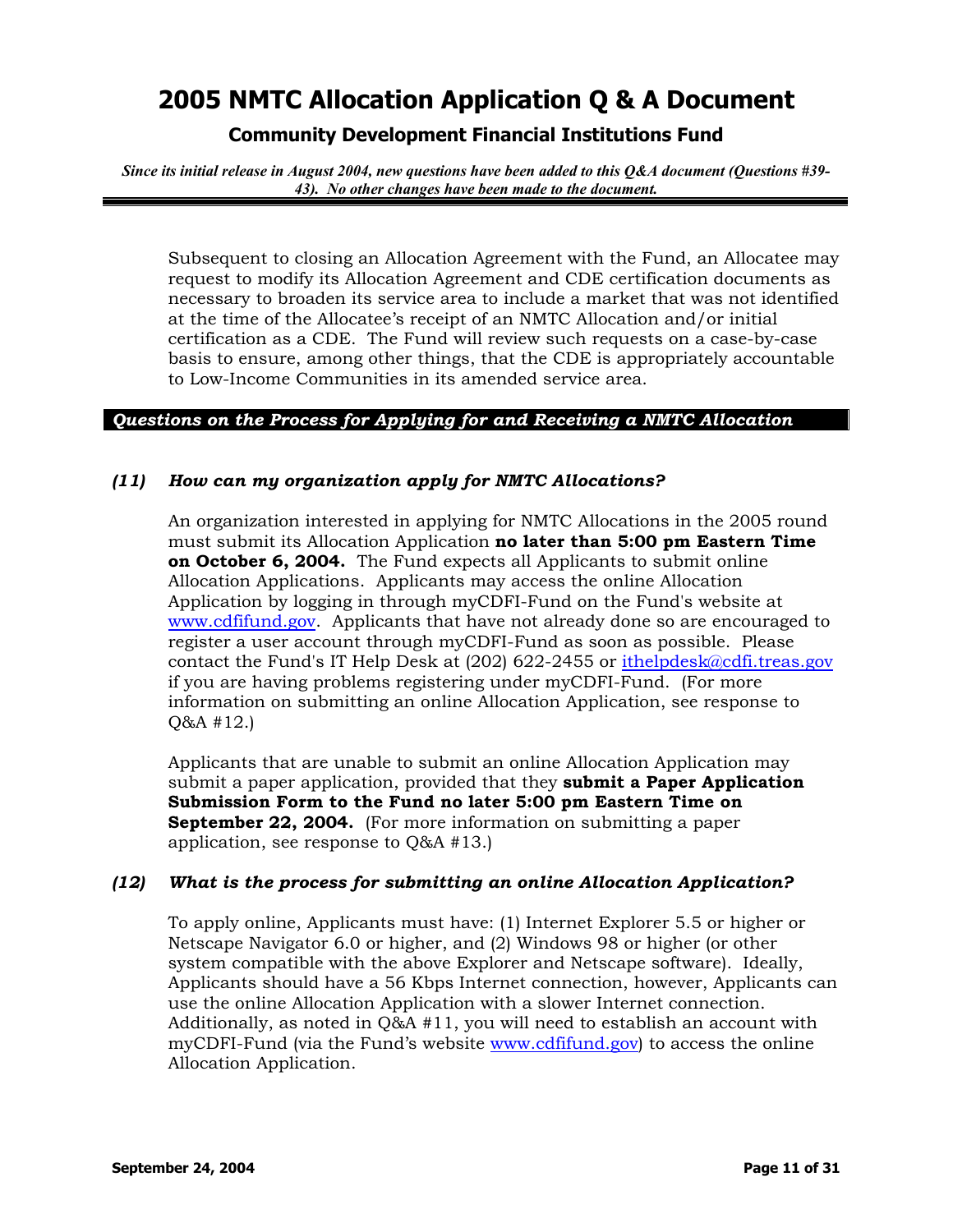Subsequent to closing an Allocation Agreement with the Fund, an Allocatee may request to modify its Allocation Agreement and CDE certification documents as necessary to broaden its service area to include a market that was not identified at the time of the Allocatee's receipt of an NMTC Allocation and/or initial certification as a CDE. The Fund will review such requests on a case-by-case basis to ensure, among other things, that the CDE is appropriately accountable to Low-Income Communities in its amended service area.

## *Questions on the Process for Applying for and Receiving a NMTC Allocation*

### *(11) How can my organization apply for NMTC Allocations?*

An organization interested in applying for NMTC Allocations in the 2005 round must submit its Allocation Application **no later than 5:00 pm Eastern Time on October 6, 2004.** The Fund expects all Applicants to submit online Allocation Applications. Applicants may access the online Allocation Application by logging in through myCDFI-Fund on the Fund's website at www.cdfifund.gov. Applicants that have not already done so are encouraged to register a user account through myCDFI-Fund as soon as possible. Please contact the Fund's IT Help Desk at (202) 622-2455 or ithelpdesk@cdfi.treas.gov if you are having problems registering under myCDFI-Fund. (For more information on submitting an online Allocation Application, see response to Q&A #12.)

Applicants that are unable to submit an online Allocation Application may submit a paper application, provided that they **submit a Paper Application Submission Form to the Fund no later 5:00 pm Eastern Time on September 22, 2004.** (For more information on submitting a paper application, see response to Q&A #13.)

### *(12) What is the process for submitting an online Allocation Application?*

To apply online, Applicants must have: (1) Internet Explorer 5.5 or higher or Netscape Navigator 6.0 or higher, and (2) Windows 98 or higher (or other system compatible with the above Explorer and Netscape software). Ideally, Applicants should have a 56 Kbps Internet connection, however, Applicants can use the online Allocation Application with a slower Internet connection. Additionally, as noted in Q&A #11, you will need to establish an account with myCDFI-Fund (via the Fund's website www.cdfifund.gov) to access the online Allocation Application.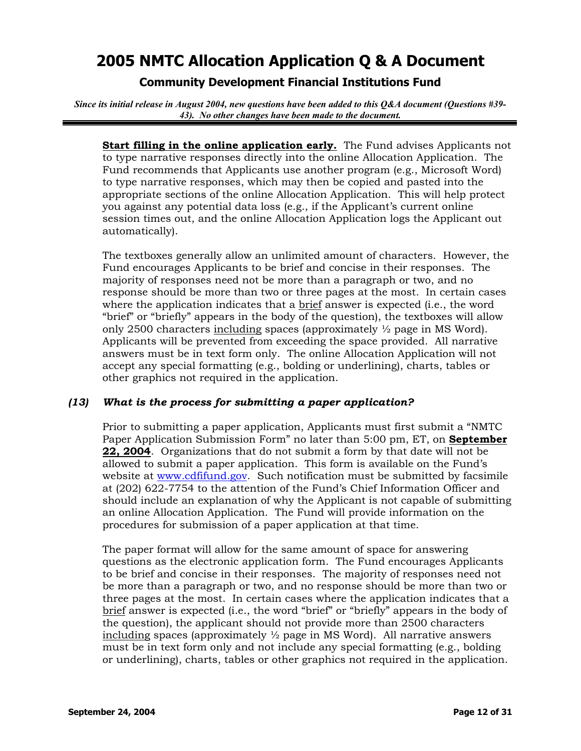**Start filling in the online application early.** The Fund advises Applicants not to type narrative responses directly into the online Allocation Application. The Fund recommends that Applicants use another program (e.g., Microsoft Word) to type narrative responses, which may then be copied and pasted into the appropriate sections of the online Allocation Application. This will help protect you against any potential data loss (e.g., if the Applicant's current online session times out, and the online Allocation Application logs the Applicant out automatically).

The textboxes generally allow an unlimited amount of characters. However, the Fund encourages Applicants to be brief and concise in their responses. The majority of responses need not be more than a paragraph or two, and no response should be more than two or three pages at the most. In certain cases where the application indicates that a brief answer is expected (i.e., the word "brief" or "briefly" appears in the body of the question), the textboxes will allow only 2500 characters including spaces (approximately ½ page in MS Word). Applicants will be prevented from exceeding the space provided. All narrative answers must be in text form only. The online Allocation Application will not accept any special formatting (e.g., bolding or underlining), charts, tables or other graphics not required in the application.

### *(13) What is the process for submitting a paper application?*

Prior to submitting a paper application, Applicants must first submit a "NMTC Paper Application Submission Form" no later than 5:00 pm, ET, on **September 22, 2004**. Organizations that do not submit a form by that date will not be allowed to submit a paper application. This form is available on the Fund's website at www.cdfifund.gov. Such notification must be submitted by facsimile at (202) 622-7754 to the attention of the Fund's Chief Information Officer and should include an explanation of why the Applicant is not capable of submitting an online Allocation Application. The Fund will provide information on the procedures for submission of a paper application at that time.

The paper format will allow for the same amount of space for answering questions as the electronic application form. The Fund encourages Applicants to be brief and concise in their responses. The majority of responses need not be more than a paragraph or two, and no response should be more than two or three pages at the most. In certain cases where the application indicates that a brief answer is expected (i.e., the word "brief" or "briefly" appears in the body of the question), the applicant should not provide more than 2500 characters including spaces (approximately ½ page in MS Word). All narrative answers must be in text form only and not include any special formatting (e.g., bolding or underlining), charts, tables or other graphics not required in the application.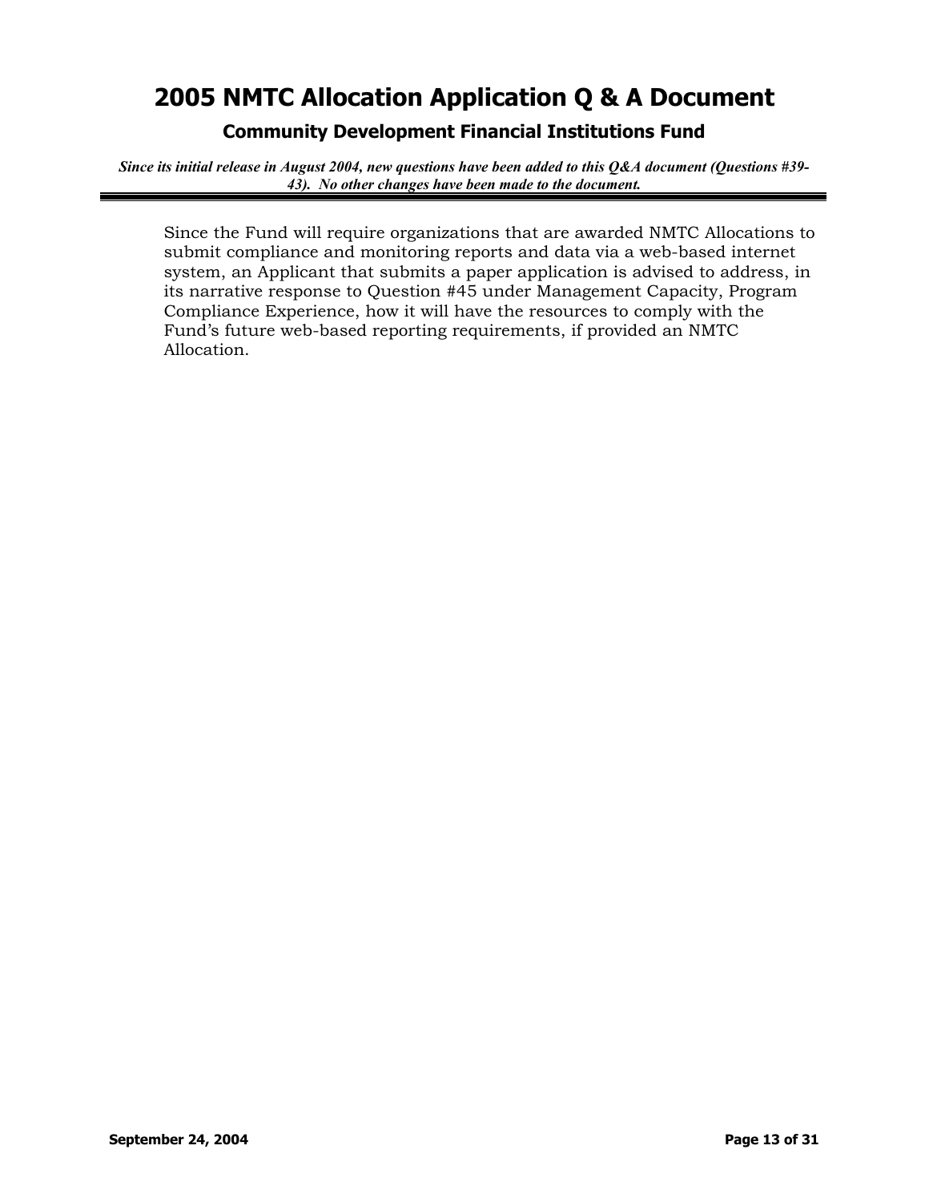Since the Fund will require organizations that are awarded NMTC Allocations to submit compliance and monitoring reports and data via a web-based internet system, an Applicant that submits a paper application is advised to address, in its narrative response to Question #45 under Management Capacity, Program Compliance Experience, how it will have the resources to comply with the Fund's future web-based reporting requirements, if provided an NMTC Allocation.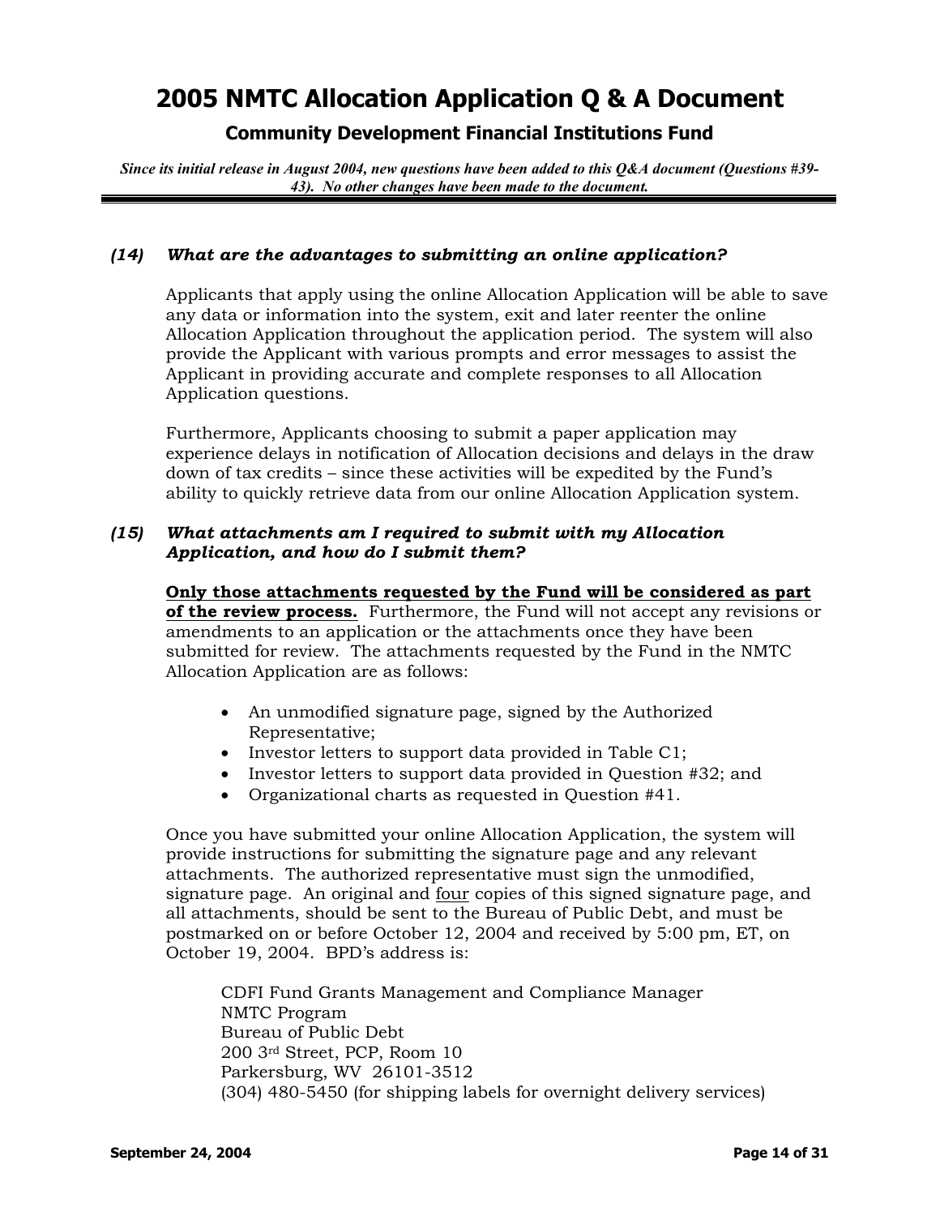# 2005 NMTC Allocation Application Q & A Document

## Community Development Financial Institutions Fund

***Since its initial release in August 2004, new questions have been added to this Q&A document (Questions #39-43). No other changes have been made to the document.***

### *(14) What are the advantages to submitting an online application?*

Applicants that apply using the online Allocation Application will be able to save any data or information into the system, exit and later reenter the online Allocation Application throughout the application period. The system will also provide the Applicant with various prompts and error messages to assist the Applicant in providing accurate and complete responses to all Allocation Application questions.

Furthermore, Applicants choosing to submit a paper application may experience delays in notification of Allocation decisions and delays in the draw down of tax credits – since these activities will be expedited by the Fund's ability to quickly retrieve data from our online Allocation Application system.

### *(15) What attachments am I required to submit with my Allocation Application, and how do I submit them?*

**Only those attachments requested by the Fund will be considered as part of the review process.** Furthermore, the Fund will not accept any revisions or amendments to an application or the attachments once they have been submitted for review. The attachments requested by the Fund in the NMTC Allocation Application are as follows:

- An unmodified signature page, signed by the Authorized Representative;
- Investor letters to support data provided in Table C1;
- Investor letters to support data provided in Question #32; and
- Organizational charts as requested in Question #41.

Once you have submitted your online Allocation Application, the system will provide instructions for submitting the signature page and any relevant attachments. The authorized representative must sign the unmodified, signature page. An original and four copies of this signed signature page, and all attachments, should be sent to the Bureau of Public Debt, and must be postmarked on or before October 12, 2004 and received by 5:00 pm, ET, on October 19, 2004. BPD's address is:

CDFI Fund Grants Management and Compliance Manager
NMTC Program
Bureau of Public Debt
200 3rd Street, PCP, Room 10
Parkersburg, WV 26101-3512
(304) 480-5450 (for shipping labels for overnight delivery services)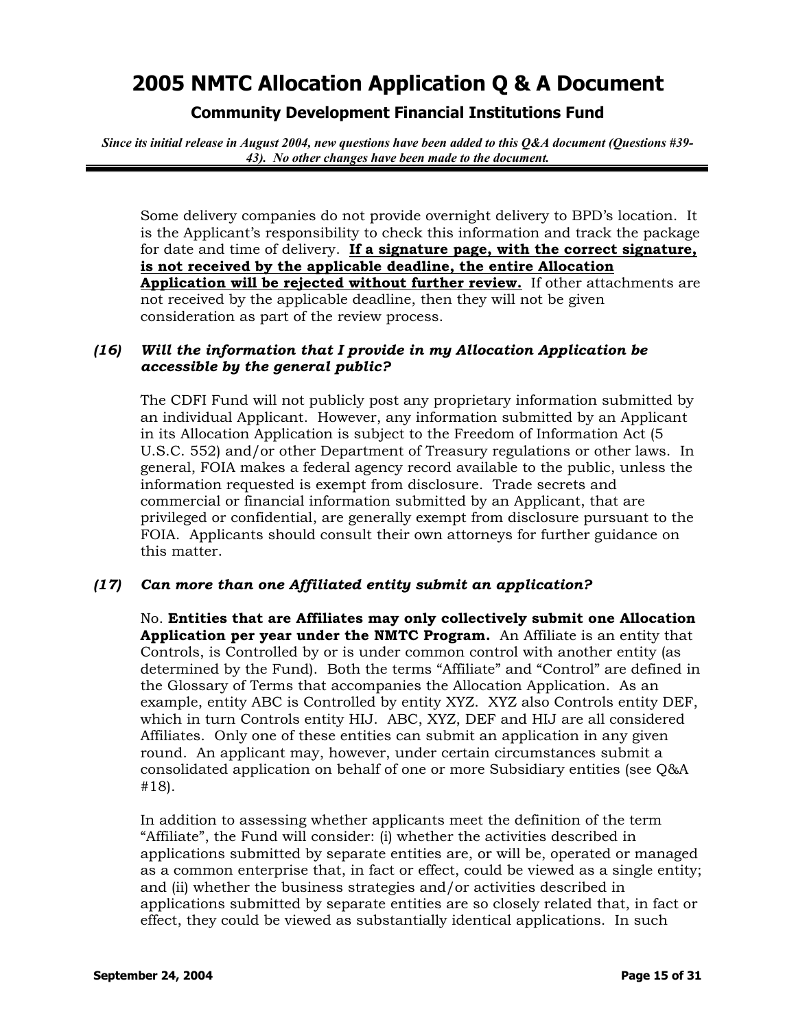Some delivery companies do not provide overnight delivery to BPD's location. It is the Applicant's responsibility to check this information and track the package for date and time of delivery. **<u>If a signature page, with the correct signature, is not received by the applicable deadline, the entire Allocation Application will be rejected without further review.</u>** If other attachments are not received by the applicable deadline, then they will not be given consideration as part of the review process.

### *(16) Will the information that I provide in my Allocation Application be accessible by the general public?*

The CDFI Fund will not publicly post any proprietary information submitted by an individual Applicant. However, any information submitted by an Applicant in its Allocation Application is subject to the Freedom of Information Act (5 U.S.C. 552) and/or other Department of Treasury regulations or other laws. In general, FOIA makes a federal agency record available to the public, unless the information requested is exempt from disclosure. Trade secrets and commercial or financial information submitted by an Applicant, that are privileged or confidential, are generally exempt from disclosure pursuant to the FOIA. Applicants should consult their own attorneys for further guidance on this matter.

### *(17) Can more than one Affiliated entity submit an application?*

No. **Entities that are Affiliates may only collectively submit one Allocation Application per year under the NMTC Program.** An Affiliate is an entity that Controls, is Controlled by or is under common control with another entity (as determined by the Fund). Both the terms "Affiliate" and "Control" are defined in the Glossary of Terms that accompanies the Allocation Application. As an example, entity ABC is Controlled by entity XYZ. XYZ also Controls entity DEF, which in turn Controls entity HIJ. ABC, XYZ, DEF and HIJ are all considered Affiliates. Only one of these entities can submit an application in any given round. An applicant may, however, under certain circumstances submit a consolidated application on behalf of one or more Subsidiary entities (see Q&A #18).

In addition to assessing whether applicants meet the definition of the term "Affiliate", the Fund will consider: (i) whether the activities described in applications submitted by separate entities are, or will be, operated or managed as a common enterprise that, in fact or effect, could be viewed as a single entity; and (ii) whether the business strategies and/or activities described in applications submitted by separate entities are so closely related that, in fact or effect, they could be viewed as substantially identical applications. In such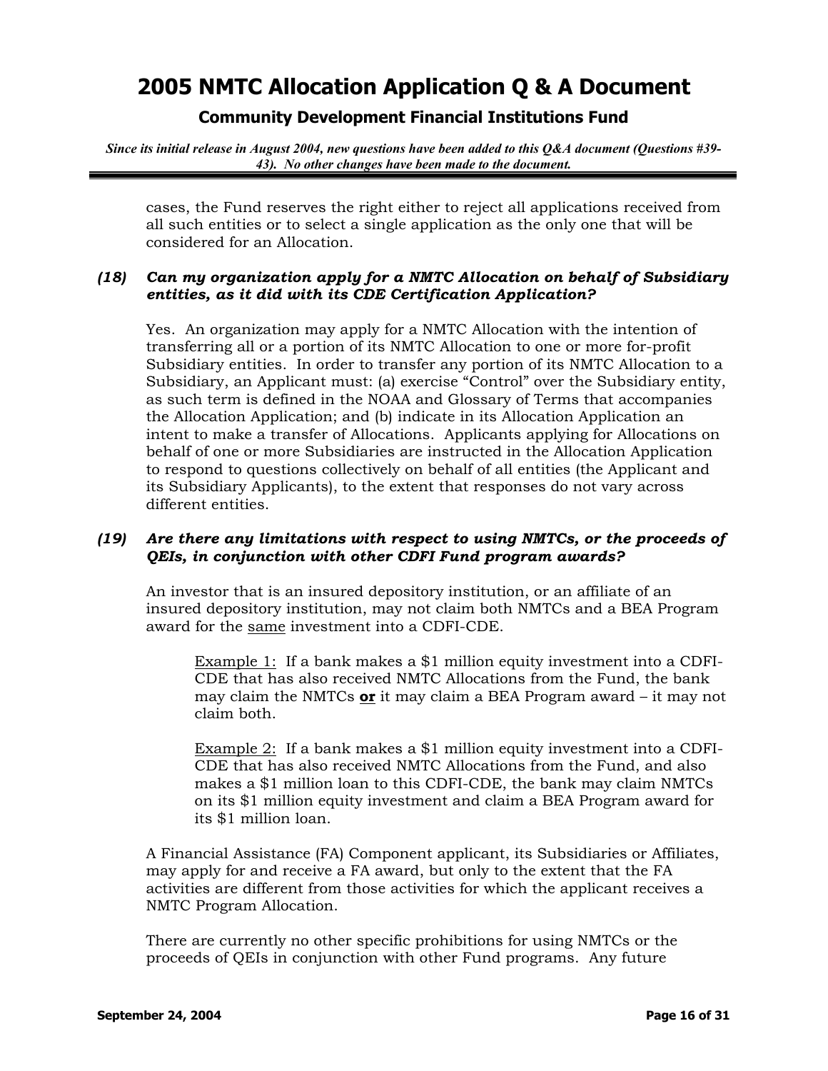cases, the Fund reserves the right either to reject all applications received from all such entities or to select a single application as the only one that will be considered for an Allocation.

### *(18) Can my organization apply for a NMTC Allocation on behalf of Subsidiary entities, as it did with its CDE Certification Application?*

Yes. An organization may apply for a NMTC Allocation with the intention of transferring all or a portion of its NMTC Allocation to one or more for-profit Subsidiary entities. In order to transfer any portion of its NMTC Allocation to a Subsidiary, an Applicant must: (a) exercise "Control" over the Subsidiary entity, as such term is defined in the NOAA and Glossary of Terms that accompanies the Allocation Application; and (b) indicate in its Allocation Application an intent to make a transfer of Allocations. Applicants applying for Allocations on behalf of one or more Subsidiaries are instructed in the Allocation Application to respond to questions collectively on behalf of all entities (the Applicant and its Subsidiary Applicants), to the extent that responses do not vary across different entities.

### *(19) Are there any limitations with respect to using NMTCs, or the proceeds of QEIs, in conjunction with other CDFI Fund program awards?*

An investor that is an insured depository institution, or an affiliate of an insured depository institution, may not claim both NMTCs and a BEA Program award for the <u>same</u> investment into a CDFI-CDE.

> <u>Example 1:</u> If a bank makes a $1 million equity investment into a CDFI-CDE that has also received NMTC Allocations from the Fund, the bank may claim the NMTCs <u>**or**</u> it may claim a BEA Program award – it may not claim both.
>
> <u>Example 2:</u> If a bank makes a $1 million equity investment into a CDFI-CDE that has also received NMTC Allocations from the Fund, and also makes a $1 million loan to this CDFI-CDE, the bank may claim NMTCs on its $1 million equity investment and claim a BEA Program award for its $1 million loan.

A Financial Assistance (FA) Component applicant, its Subsidiaries or Affiliates, may apply for and receive a FA award, but only to the extent that the FA activities are different from those activities for which the applicant receives a NMTC Program Allocation.

There are currently no other specific prohibitions for using NMTCs or the proceeds of QEIs in conjunction with other Fund programs. Any future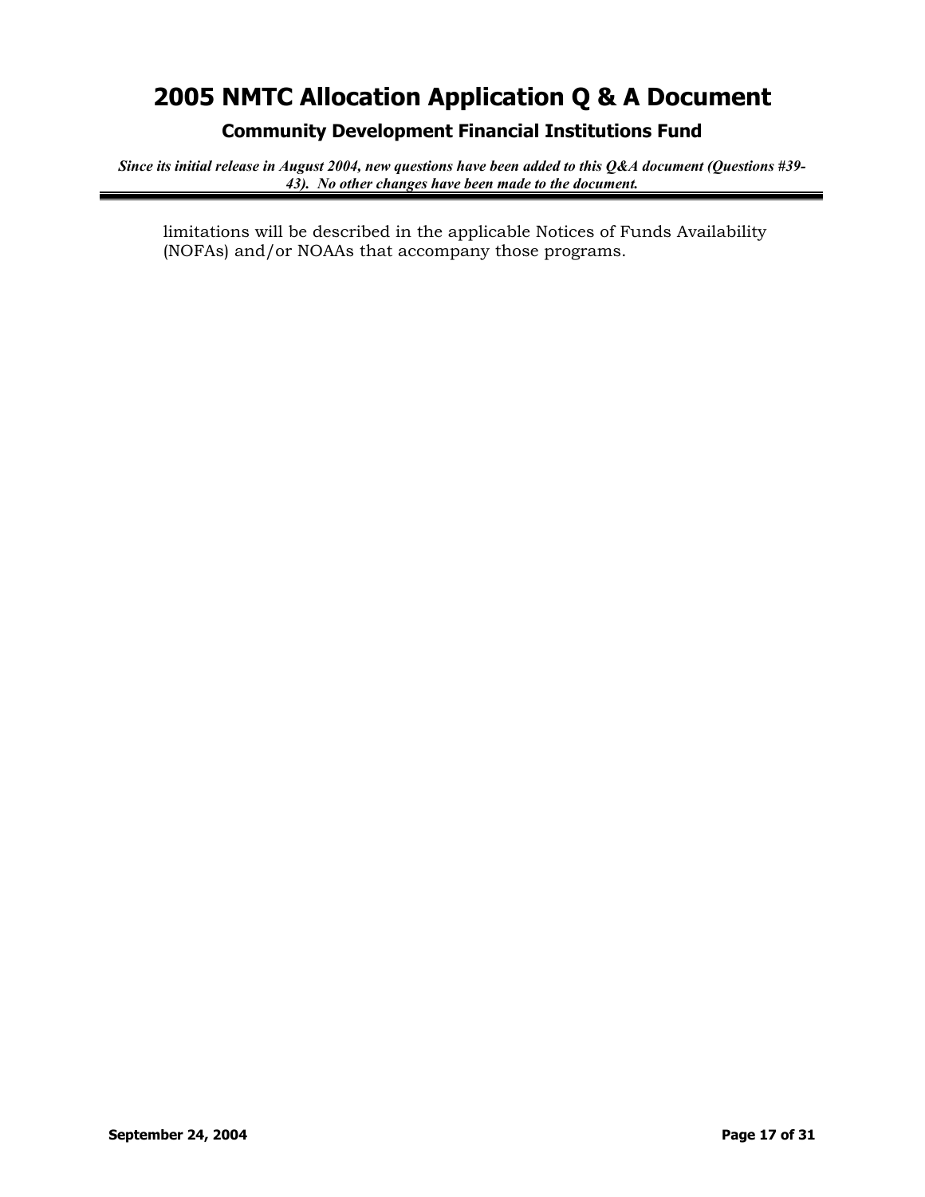limitations will be described in the applicable Notices of Funds Availability (NOFAs) and/or NOAAs that accompany those programs.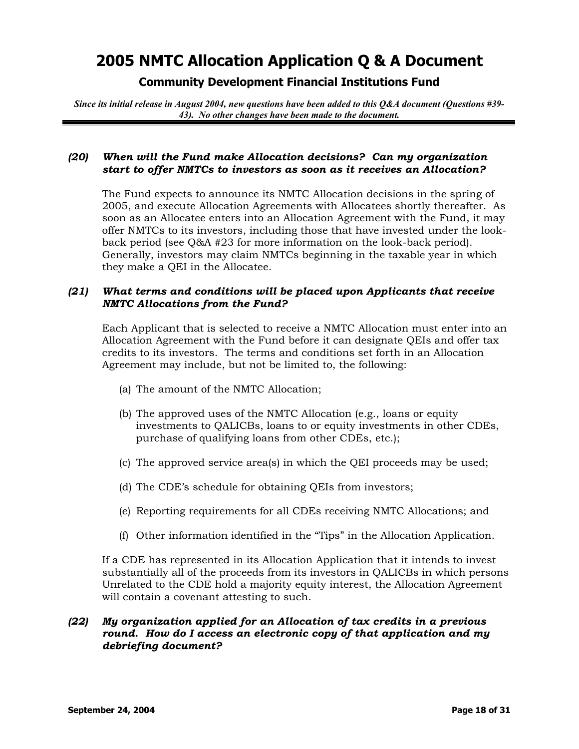# 2005 NMTC Allocation Application Q & A Document

## Community Development Financial Institutions Fund

***Since its initial release in August 2004, new questions have been added to this Q&A document (Questions #39-43). No other changes have been made to the document.***

***(20) When will the Fund make Allocation decisions? Can my organization start to offer NMTCs to investors as soon as it receives an Allocation?***

The Fund expects to announce its NMTC Allocation decisions in the spring of 2005, and execute Allocation Agreements with Allocatees shortly thereafter. As soon as an Allocatee enters into an Allocation Agreement with the Fund, it may offer NMTCs to its investors, including those that have invested under the look-back period (see Q&A #23 for more information on the look-back period). Generally, investors may claim NMTCs beginning in the taxable year in which they make a QEI in the Allocatee.

***(21) What terms and conditions will be placed upon Applicants that receive NMTC Allocations from the Fund?***

Each Applicant that is selected to receive a NMTC Allocation must enter into an Allocation Agreement with the Fund before it can designate QEIs and offer tax credits to its investors. The terms and conditions set forth in an Allocation Agreement may include, but not be limited to, the following:

(a) The amount of the NMTC Allocation;

(b) The approved uses of the NMTC Allocation (e.g., loans or equity investments to QALICBs, loans to or equity investments in other CDEs, purchase of qualifying loans from other CDEs, etc.);

(c) The approved service area(s) in which the QEI proceeds may be used;

(d) The CDE's schedule for obtaining QEIs from investors;

(e) Reporting requirements for all CDEs receiving NMTC Allocations; and

(f) Other information identified in the "Tips" in the Allocation Application.

If a CDE has represented in its Allocation Application that it intends to invest substantially all of the proceeds from its investors in QALICBs in which persons Unrelated to the CDE hold a majority equity interest, the Allocation Agreement will contain a covenant attesting to such.

***(22) My organization applied for an Allocation of tax credits in a previous round. How do I access an electronic copy of that application and my debriefing document?***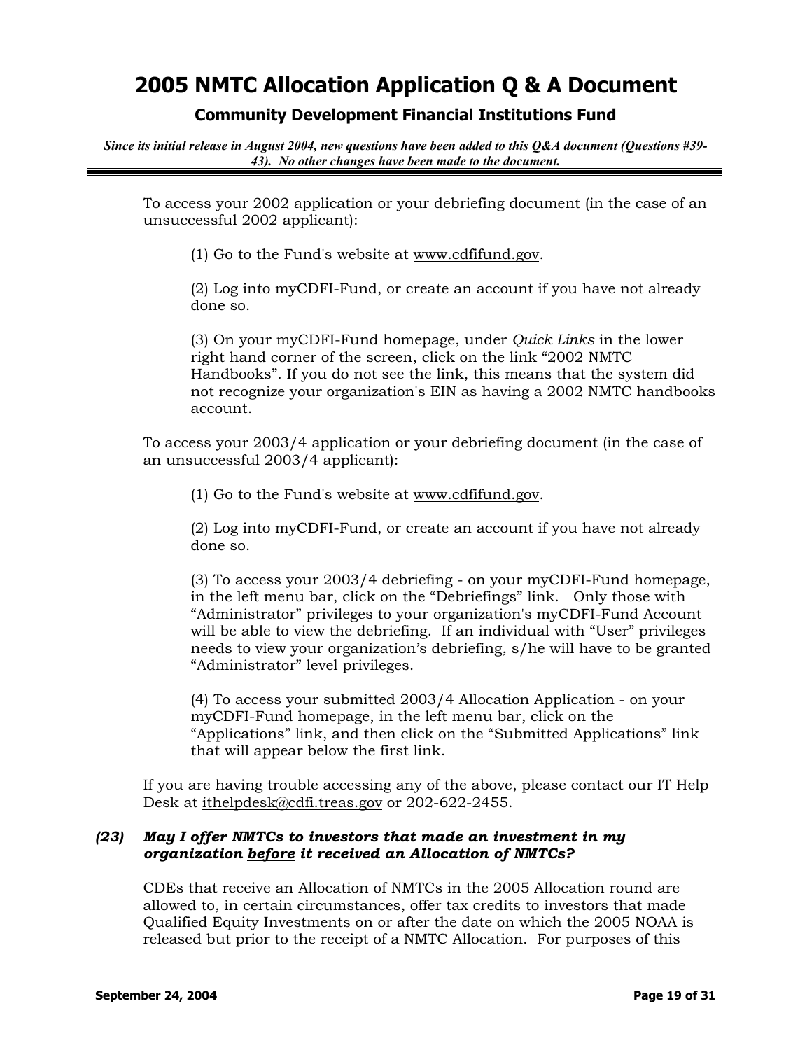To access your 2002 application or your debriefing document (in the case of an unsuccessful 2002 applicant):

(1) Go to the Fund's website at www.cdfifund.gov.

(2) Log into myCDFI-Fund, or create an account if you have not already done so.

(3) On your myCDFI-Fund homepage, under *Quick Links* in the lower right hand corner of the screen, click on the link "2002 NMTC Handbooks". If you do not see the link, this means that the system did not recognize your organization's EIN as having a 2002 NMTC handbooks account.

To access your 2003/4 application or your debriefing document (in the case of an unsuccessful 2003/4 applicant):

(1) Go to the Fund's website at www.cdfifund.gov.

(2) Log into myCDFI-Fund, or create an account if you have not already done so.

(3) To access your 2003/4 debriefing - on your myCDFI-Fund homepage, in the left menu bar, click on the "Debriefings" link. Only those with "Administrator" privileges to your organization's myCDFI-Fund Account will be able to view the debriefing. If an individual with "User" privileges needs to view your organization's debriefing, s/he will have to be granted "Administrator" level privileges.

(4) To access your submitted 2003/4 Allocation Application - on your myCDFI-Fund homepage, in the left menu bar, click on the "Applications" link, and then click on the "Submitted Applications" link that will appear below the first link.

If you are having trouble accessing any of the above, please contact our IT Help Desk at ithelpdesk@cdfi.treas.gov or 202-622-2455.

### *(23) May I offer NMTCs to investors that made an investment in my organization before it received an Allocation of NMTCs?*

CDEs that receive an Allocation of NMTCs in the 2005 Allocation round are allowed to, in certain circumstances, offer tax credits to investors that made Qualified Equity Investments on or after the date on which the 2005 NOAA is released but prior to the receipt of a NMTC Allocation. For purposes of this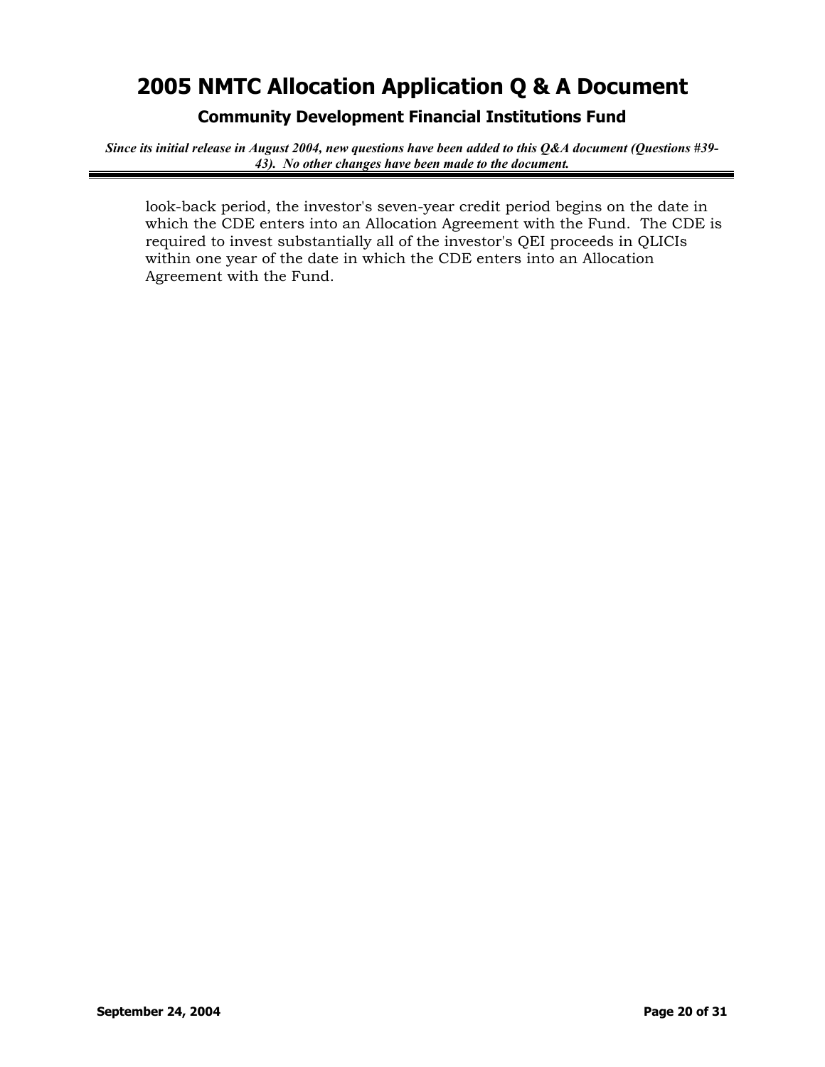look-back period, the investor's seven-year credit period begins on the date in which the CDE enters into an Allocation Agreement with the Fund. The CDE is required to invest substantially all of the investor's QEI proceeds in QLICIs within one year of the date in which the CDE enters into an Allocation Agreement with the Fund.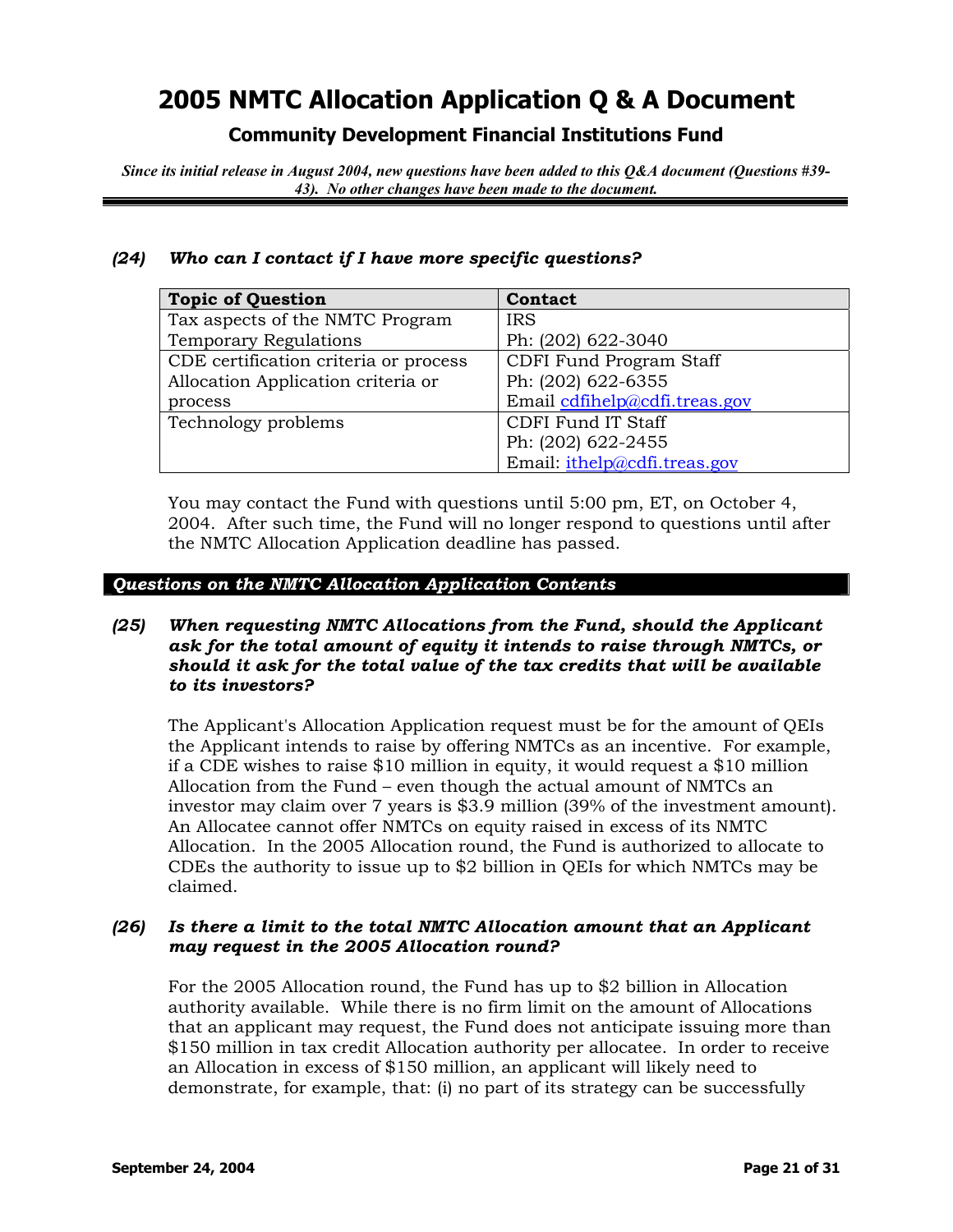# 2005 NMTC Allocation Application Q & A Document

## Community Development Financial Institutions Fund

***Since its initial release in August 2004, new questions have been added to this Q&A document (Questions #39-43). No other changes have been made to the document.***

### *(24) Who can I contact if I have more specific questions?*

| Topic of Question | Contact |
|---|---|
| Tax aspects of the NMTC Program Temporary Regulations | IRS<br>Ph: (202) 622-3040 |
| CDE certification criteria or process<br>Allocation Application criteria or process | CDFI Fund Program Staff<br>Ph: (202) 622-6355<br>Email cdfihelp@cdfi.treas.gov |
| Technology problems | CDFI Fund IT Staff<br>Ph: (202) 622-2455<br>Email: ithelp@cdfi.treas.gov |

You may contact the Fund with questions until 5:00 pm, ET, on October 4, 2004. After such time, the Fund will no longer respond to questions until after the NMTC Allocation Application deadline has passed.

## *Questions on the NMTC Allocation Application Contents*

### *(25) When requesting NMTC Allocations from the Fund, should the Applicant ask for the total amount of equity it intends to raise through NMTCs, or should it ask for the total value of the tax credits that will be available to its investors?*

The Applicant's Allocation Application request must be for the amount of QEIs the Applicant intends to raise by offering NMTCs as an incentive. For example, if a CDE wishes to raise $10 million in equity, it would request a $10 million Allocation from the Fund – even though the actual amount of NMTCs an investor may claim over 7 years is $3.9 million (39% of the investment amount). An Allocatee cannot offer NMTCs on equity raised in excess of its NMTC Allocation. In the 2005 Allocation round, the Fund is authorized to allocate to CDEs the authority to issue up to $2 billion in QEIs for which NMTCs may be claimed.

### *(26) Is there a limit to the total NMTC Allocation amount that an Applicant may request in the 2005 Allocation round?*

For the 2005 Allocation round, the Fund has up to $2 billion in Allocation authority available. While there is no firm limit on the amount of Allocations that an applicant may request, the Fund does not anticipate issuing more than $150 million in tax credit Allocation authority per allocatee. In order to receive an Allocation in excess of $150 million, an applicant will likely need to demonstrate, for example, that: (i) no part of its strategy can be successfully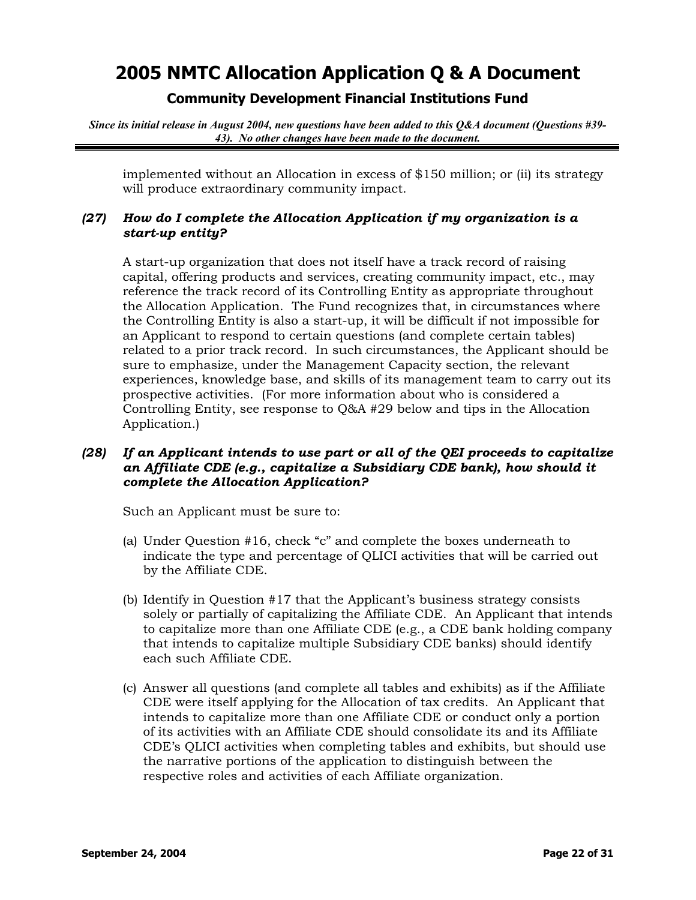implemented without an Allocation in excess of $150 million; or (ii) its strategy will produce extraordinary community impact.

***(27) How do I complete the Allocation Application if my organization is a start-up entity?***

A start-up organization that does not itself have a track record of raising capital, offering products and services, creating community impact, etc., may reference the track record of its Controlling Entity as appropriate throughout the Allocation Application. The Fund recognizes that, in circumstances where the Controlling Entity is also a start-up, it will be difficult if not impossible for an Applicant to respond to certain questions (and complete certain tables) related to a prior track record. In such circumstances, the Applicant should be sure to emphasize, under the Management Capacity section, the relevant experiences, knowledge base, and skills of its management team to carry out its prospective activities. (For more information about who is considered a Controlling Entity, see response to Q&A #29 below and tips in the Allocation Application.)

***(28) If an Applicant intends to use part or all of the QEI proceeds to capitalize an Affiliate CDE (e.g., capitalize a Subsidiary CDE bank), how should it complete the Allocation Application?***

Such an Applicant must be sure to:

(a) Under Question #16, check "c" and complete the boxes underneath to indicate the type and percentage of QLICI activities that will be carried out by the Affiliate CDE.

(b) Identify in Question #17 that the Applicant's business strategy consists solely or partially of capitalizing the Affiliate CDE. An Applicant that intends to capitalize more than one Affiliate CDE (e.g., a CDE bank holding company that intends to capitalize multiple Subsidiary CDE banks) should identify each such Affiliate CDE.

(c) Answer all questions (and complete all tables and exhibits) as if the Affiliate CDE were itself applying for the Allocation of tax credits. An Applicant that intends to capitalize more than one Affiliate CDE or conduct only a portion of its activities with an Affiliate CDE should consolidate its and its Affiliate CDE's QLICI activities when completing tables and exhibits, but should use the narrative portions of the application to distinguish between the respective roles and activities of each Affiliate organization.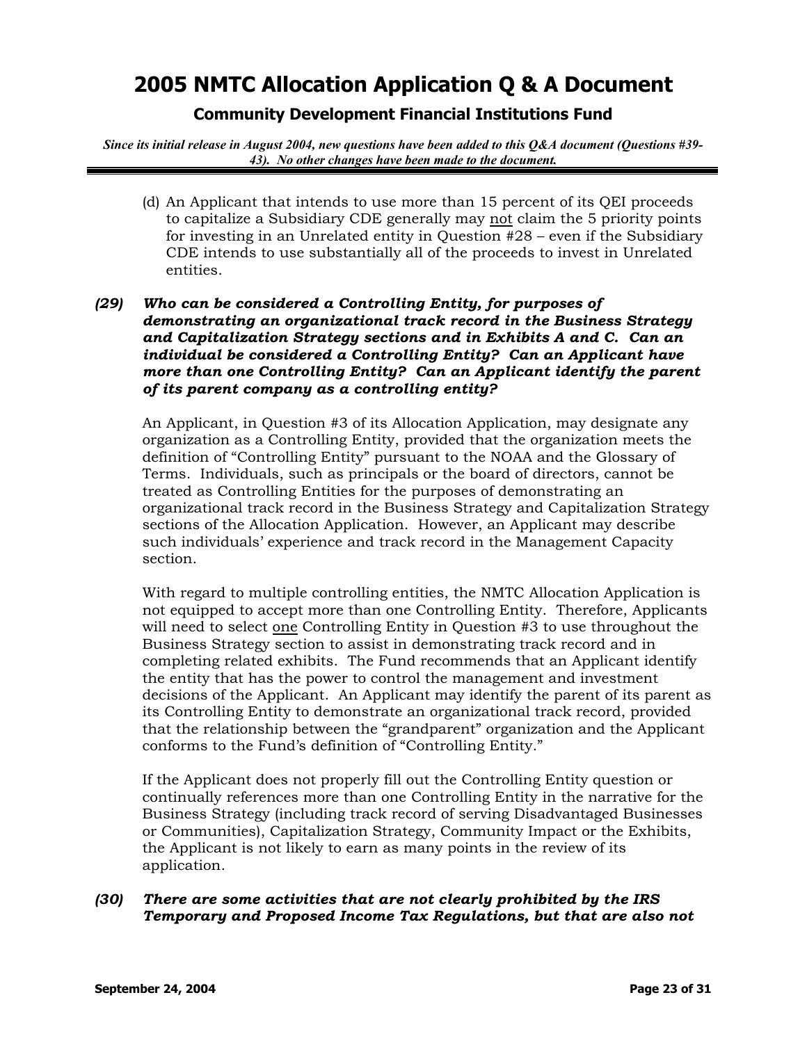(d) An Applicant that intends to use more than 15 percent of its QEI proceeds to capitalize a Subsidiary CDE generally may not claim the 5 priority points for investing in an Unrelated entity in Question #28 – even if the Subsidiary CDE intends to use substantially all of the proceeds to invest in Unrelated entities.

***(29) Who can be considered a Controlling Entity, for purposes of demonstrating an organizational track record in the Business Strategy and Capitalization Strategy sections and in Exhibits A and C. Can an individual be considered a Controlling Entity? Can an Applicant have more than one Controlling Entity? Can an Applicant identify the parent of its parent company as a controlling entity?***

An Applicant, in Question #3 of its Allocation Application, may designate any organization as a Controlling Entity, provided that the organization meets the definition of "Controlling Entity" pursuant to the NOAA and the Glossary of Terms. Individuals, such as principals or the board of directors, cannot be treated as Controlling Entities for the purposes of demonstrating an organizational track record in the Business Strategy and Capitalization Strategy sections of the Allocation Application. However, an Applicant may describe such individuals' experience and track record in the Management Capacity section.

With regard to multiple controlling entities, the NMTC Allocation Application is not equipped to accept more than one Controlling Entity. Therefore, Applicants will need to select one Controlling Entity in Question #3 to use throughout the Business Strategy section to assist in demonstrating track record and in completing related exhibits. The Fund recommends that an Applicant identify the entity that has the power to control the management and investment decisions of the Applicant. An Applicant may identify the parent of its parent as its Controlling Entity to demonstrate an organizational track record, provided that the relationship between the "grandparent" organization and the Applicant conforms to the Fund's definition of "Controlling Entity."

If the Applicant does not properly fill out the Controlling Entity question or continually references more than one Controlling Entity in the narrative for the Business Strategy (including track record of serving Disadvantaged Businesses or Communities), Capitalization Strategy, Community Impact or the Exhibits, the Applicant is not likely to earn as many points in the review of its application.

***(30) There are some activities that are not clearly prohibited by the IRS Temporary and Proposed Income Tax Regulations, but that are also not***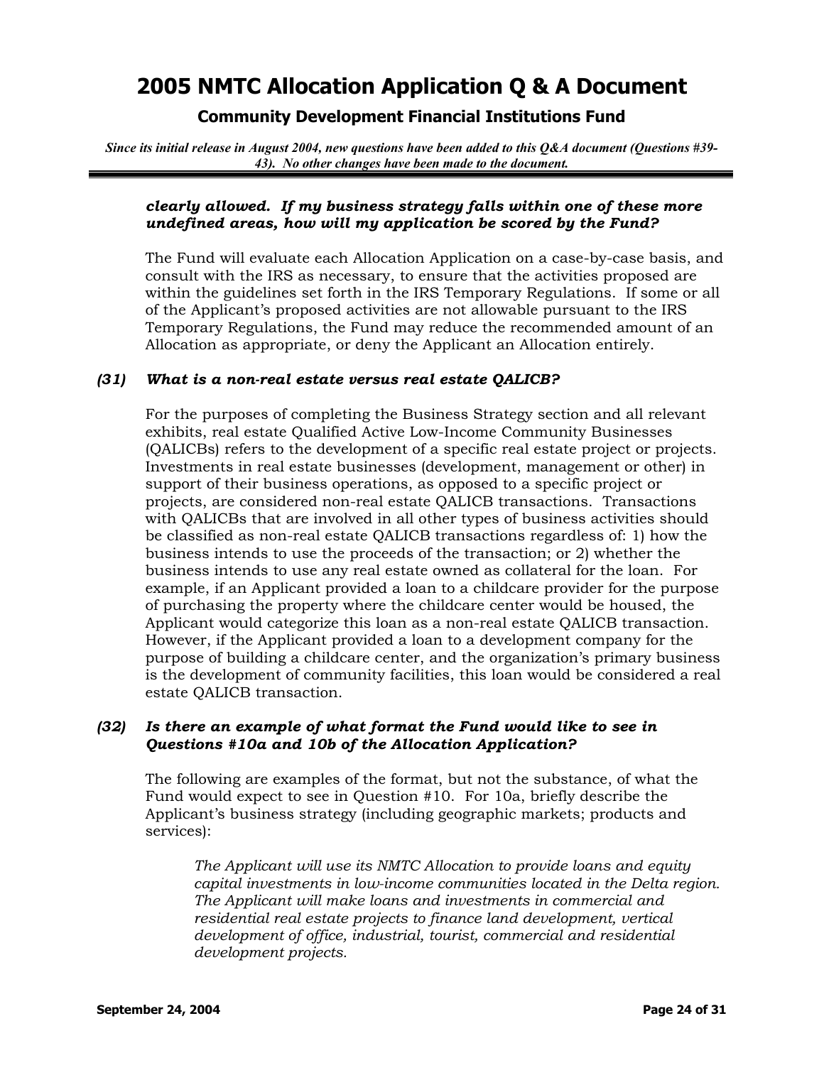***clearly allowed. If my business strategy falls within one of these more undefined areas, how will my application be scored by the Fund?***

The Fund will evaluate each Allocation Application on a case-by-case basis, and consult with the IRS as necessary, to ensure that the activities proposed are within the guidelines set forth in the IRS Temporary Regulations. If some or all of the Applicant's proposed activities are not allowable pursuant to the IRS Temporary Regulations, the Fund may reduce the recommended amount of an Allocation as appropriate, or deny the Applicant an Allocation entirely.

### *(31) What is a non-real estate versus real estate QALICB?*

For the purposes of completing the Business Strategy section and all relevant exhibits, real estate Qualified Active Low-Income Community Businesses (QALICBs) refers to the development of a specific real estate project or projects. Investments in real estate businesses (development, management or other) in support of their business operations, as opposed to a specific project or projects, are considered non-real estate QALICB transactions. Transactions with QALICBs that are involved in all other types of business activities should be classified as non-real estate QALICB transactions regardless of: 1) how the business intends to use the proceeds of the transaction; or 2) whether the business intends to use any real estate owned as collateral for the loan. For example, if an Applicant provided a loan to a childcare provider for the purpose of purchasing the property where the childcare center would be housed, the Applicant would categorize this loan as a non-real estate QALICB transaction. However, if the Applicant provided a loan to a development company for the purpose of building a childcare center, and the organization's primary business is the development of community facilities, this loan would be considered a real estate QALICB transaction.

### *(32) Is there an example of what format the Fund would like to see in Questions #10a and 10b of the Allocation Application?*

The following are examples of the format, but not the substance, of what the Fund would expect to see in Question #10. For 10a, briefly describe the Applicant's business strategy (including geographic markets; products and services):

> *The Applicant will use its NMTC Allocation to provide loans and equity capital investments in low-income communities located in the Delta region. The Applicant will make loans and investments in commercial and residential real estate projects to finance land development, vertical development of office, industrial, tourist, commercial and residential development projects.*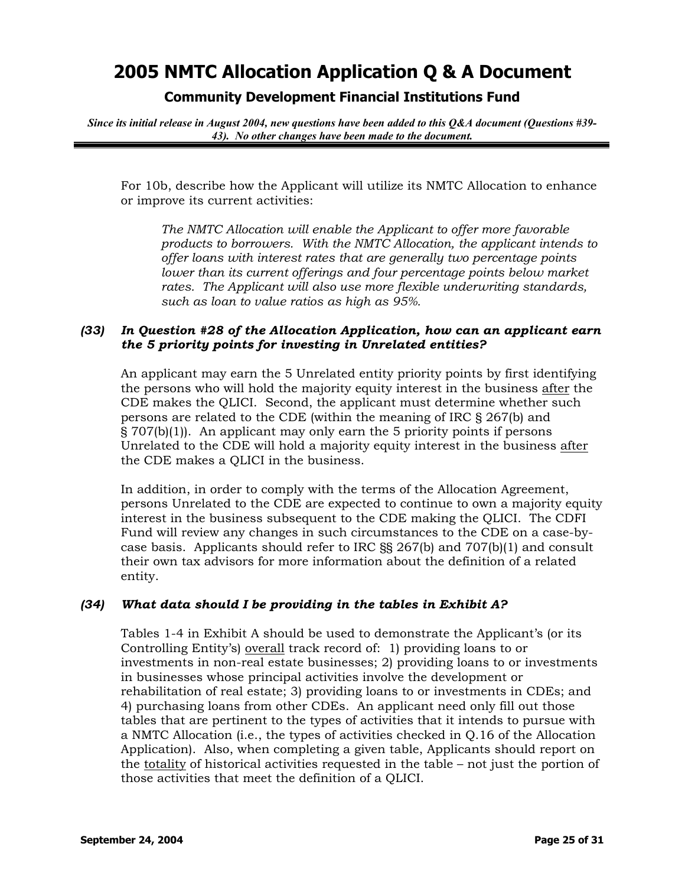For 10b, describe how the Applicant will utilize its NMTC Allocation to enhance or improve its current activities:

> *The NMTC Allocation will enable the Applicant to offer more favorable products to borrowers. With the NMTC Allocation, the applicant intends to offer loans with interest rates that are generally two percentage points lower than its current offerings and four percentage points below market rates. The Applicant will also use more flexible underwriting standards, such as loan to value ratios as high as 95%.*

***(33) In Question #28 of the Allocation Application, how can an applicant earn the 5 priority points for investing in Unrelated entities?***

An applicant may earn the 5 Unrelated entity priority points by first identifying the persons who will hold the majority equity interest in the business <u>after</u> the CDE makes the QLICI. Second, the applicant must determine whether such persons are related to the CDE (within the meaning of IRC § 267(b) and § 707(b)(1)). An applicant may only earn the 5 priority points if persons Unrelated to the CDE will hold a majority equity interest in the business <u>after</u> the CDE makes a QLICI in the business.

In addition, in order to comply with the terms of the Allocation Agreement, persons Unrelated to the CDE are expected to continue to own a majority equity interest in the business subsequent to the CDE making the QLICI. The CDFI Fund will review any changes in such circumstances to the CDE on a case-by-case basis. Applicants should refer to IRC §§ 267(b) and 707(b)(1) and consult their own tax advisors for more information about the definition of a related entity.

***(34) What data should I be providing in the tables in Exhibit A?***

Tables 1-4 in Exhibit A should be used to demonstrate the Applicant's (or its Controlling Entity's) <u>overall</u> track record of: 1) providing loans to or investments in non-real estate businesses; 2) providing loans to or investments in businesses whose principal activities involve the development or rehabilitation of real estate; 3) providing loans to or investments in CDEs; and 4) purchasing loans from other CDEs. An applicant need only fill out those tables that are pertinent to the types of activities that it intends to pursue with a NMTC Allocation (i.e., the types of activities checked in Q.16 of the Allocation Application). Also, when completing a given table, Applicants should report on the <u>totality</u> of historical activities requested in the table – not just the portion of those activities that meet the definition of a QLICI.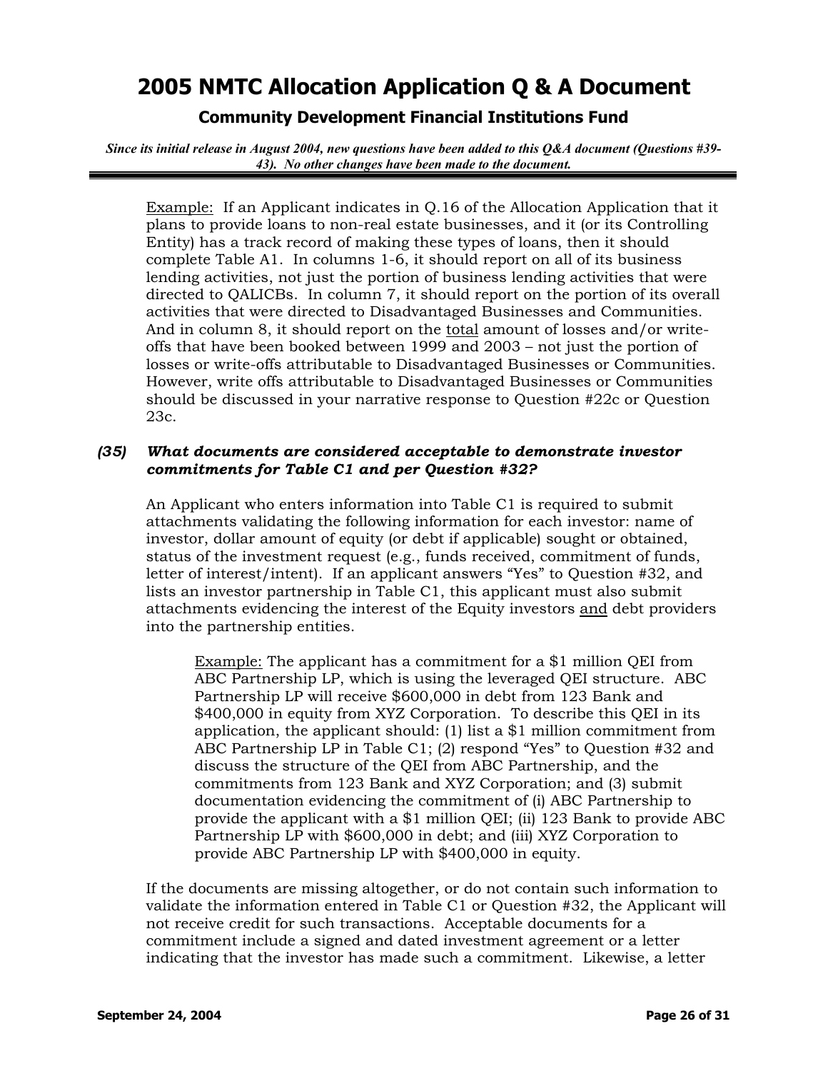Example: If an Applicant indicates in Q.16 of the Allocation Application that it plans to provide loans to non-real estate businesses, and it (or its Controlling Entity) has a track record of making these types of loans, then it should complete Table A1. In columns 1-6, it should report on all of its business lending activities, not just the portion of business lending activities that were directed to QALICBs. In column 7, it should report on the portion of its overall activities that were directed to Disadvantaged Businesses and Communities. And in column 8, it should report on the total amount of losses and/or write-offs that have been booked between 1999 and 2003 – not just the portion of losses or write-offs attributable to Disadvantaged Businesses or Communities. However, write offs attributable to Disadvantaged Businesses or Communities should be discussed in your narrative response to Question #22c or Question 23c.

### *(35) What documents are considered acceptable to demonstrate investor commitments for Table C1 and per Question #32?*

An Applicant who enters information into Table C1 is required to submit attachments validating the following information for each investor: name of investor, dollar amount of equity (or debt if applicable) sought or obtained, status of the investment request (e.g., funds received, commitment of funds, letter of interest/intent). If an applicant answers "Yes" to Question #32, and lists an investor partnership in Table C1, this applicant must also submit attachments evidencing the interest of the Equity investors and debt providers into the partnership entities.

> Example: The applicant has a commitment for a $1 million QEI from ABC Partnership LP, which is using the leveraged QEI structure. ABC Partnership LP will receive $600,000 in debt from 123 Bank and $400,000 in equity from XYZ Corporation. To describe this QEI in its application, the applicant should: (1) list a $1 million commitment from ABC Partnership LP in Table C1; (2) respond "Yes" to Question #32 and discuss the structure of the QEI from ABC Partnership, and the commitments from 123 Bank and XYZ Corporation; and (3) submit documentation evidencing the commitment of (i) ABC Partnership to provide the applicant with a $1 million QEI; (ii) 123 Bank to provide ABC Partnership LP with $600,000 in debt; and (iii) XYZ Corporation to provide ABC Partnership LP with $400,000 in equity.

If the documents are missing altogether, or do not contain such information to validate the information entered in Table C1 or Question #32, the Applicant will not receive credit for such transactions. Acceptable documents for a commitment include a signed and dated investment agreement or a letter indicating that the investor has made such a commitment. Likewise, a letter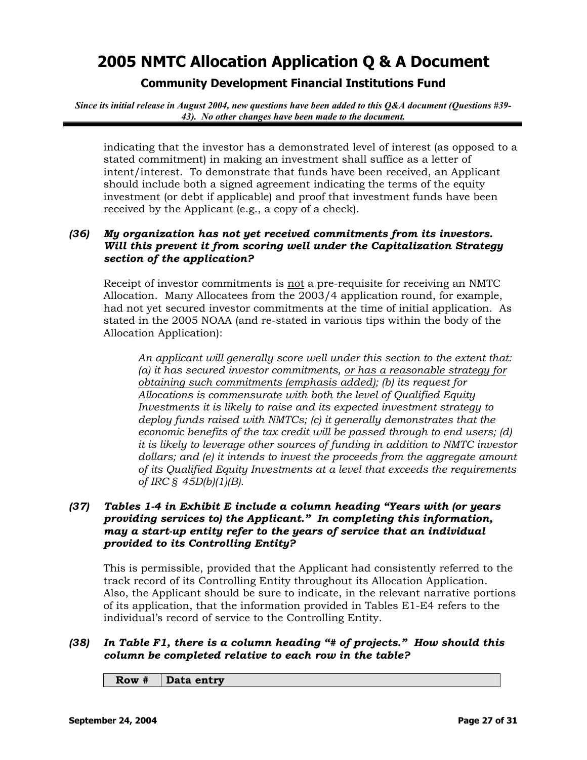indicating that the investor has a demonstrated level of interest (as opposed to a stated commitment) in making an investment shall suffice as a letter of intent/interest. To demonstrate that funds have been received, an Applicant should include both a signed agreement indicating the terms of the equity investment (or debt if applicable) and proof that investment funds have been received by the Applicant (e.g., a copy of a check).

**(36) *My organization has not yet received commitments from its investors. Will this prevent it from scoring well under the Capitalization Strategy section of the application?***

Receipt of investor commitments is <u>not</u> a pre-requisite for receiving an NMTC Allocation. Many Allocatees from the 2003/4 application round, for example, had not yet secured investor commitments at the time of initial application. As stated in the 2005 NOAA (and re-stated in various tips within the body of the Allocation Application):

> *An applicant will generally score well under this section to the extent that: (a) it has secured investor commitments, <u>or has a reasonable strategy for obtaining such commitments (emphasis added)</u>; (b) its request for Allocations is commensurate with both the level of Qualified Equity Investments it is likely to raise and its expected investment strategy to deploy funds raised with NMTCs; (c) it generally demonstrates that the economic benefits of the tax credit will be passed through to end users; (d) it is likely to leverage other sources of funding in addition to NMTC investor dollars; and (e) it intends to invest the proceeds from the aggregate amount of its Qualified Equity Investments at a level that exceeds the requirements of IRC § 45D(b)(1)(B).*

**(37) *Tables 1-4 in Exhibit E include a column heading "Years with (or years providing services to) the Applicant." In completing this information, may a start-up entity refer to the years of service that an individual provided to its Controlling Entity?***

This is permissible, provided that the Applicant had consistently referred to the track record of its Controlling Entity throughout its Allocation Application. Also, the Applicant should be sure to indicate, in the relevant narrative portions of its application, that the information provided in Tables E1-E4 refers to the individual's record of service to the Controlling Entity.

**(38) *In Table F1, there is a column heading "# of projects." How should this column be completed relative to each row in the table?***

| Row # | Data entry |
|---|---|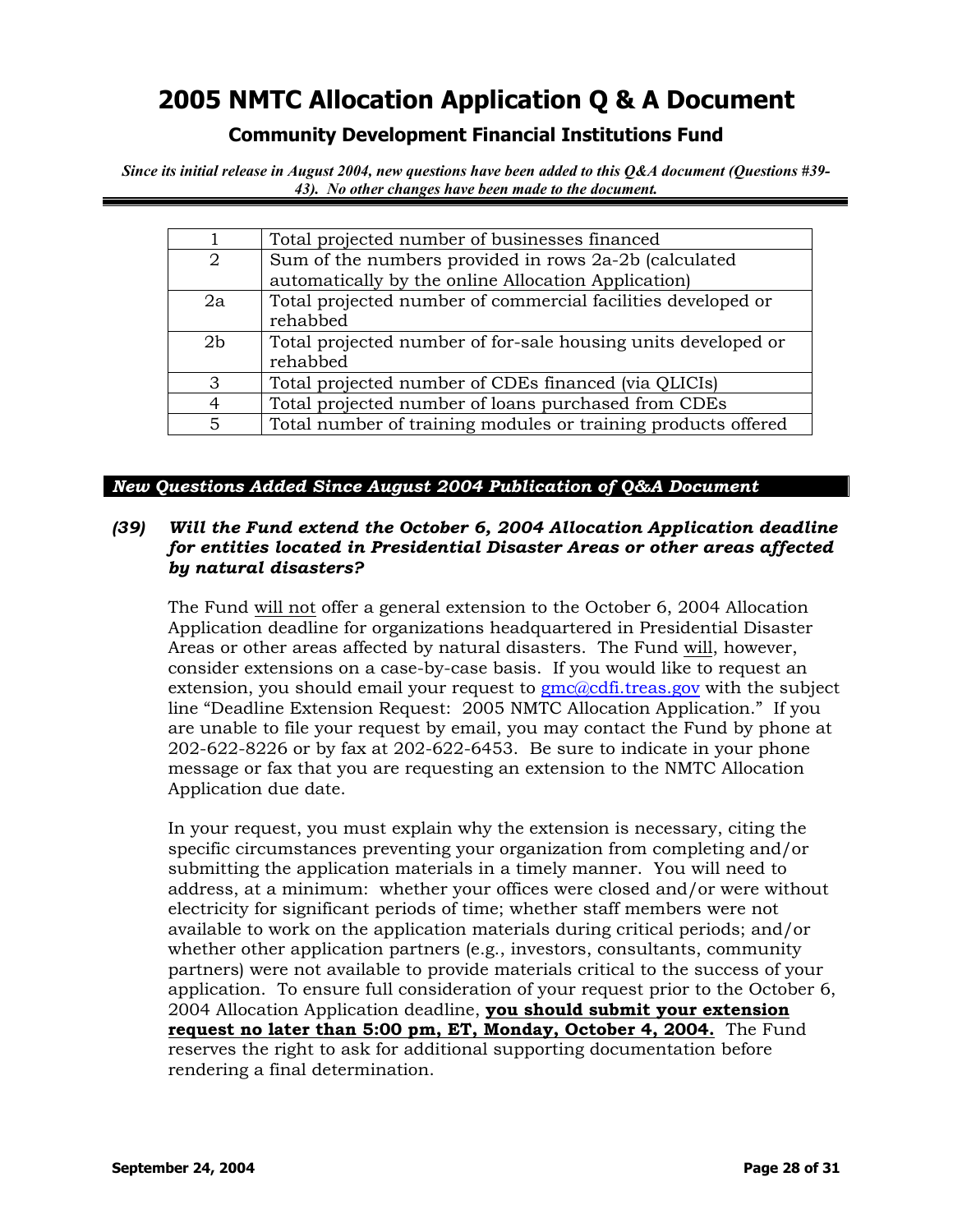# 2005 NMTC Allocation Application Q & A Document

## Community Development Financial Institutions Fund

*Since its initial release in August 2004, new questions have been added to this Q&A document (Questions #39-43). No other changes have been made to the document.*

| | |
|---|---|
| 1 | Total projected number of businesses financed |
| 2 | Sum of the numbers provided in rows 2a-2b (calculated automatically by the online Allocation Application) |
| 2a | Total projected number of commercial facilities developed or rehabbed |
| 2b | Total projected number of for-sale housing units developed or rehabbed |
| 3 | Total projected number of CDEs financed (via QLICIs) |
| 4 | Total projected number of loans purchased from CDEs |
| 5 | Total number of training modules or training products offered |

### *New Questions Added Since August 2004 Publication of Q&A Document*

***(39) Will the Fund extend the October 6, 2004 Allocation Application deadline for entities located in Presidential Disaster Areas or other areas affected by natural disasters?***

The Fund will not offer a general extension to the October 6, 2004 Allocation Application deadline for organizations headquartered in Presidential Disaster Areas or other areas affected by natural disasters. The Fund will, however, consider extensions on a case-by-case basis. If you would like to request an extension, you should email your request to gmc@cdfi.treas.gov with the subject line "Deadline Extension Request: 2005 NMTC Allocation Application." If you are unable to file your request by email, you may contact the Fund by phone at 202-622-8226 or by fax at 202-622-6453. Be sure to indicate in your phone message or fax that you are requesting an extension to the NMTC Allocation Application due date.

In your request, you must explain why the extension is necessary, citing the specific circumstances preventing your organization from completing and/or submitting the application materials in a timely manner. You will need to address, at a minimum: whether your offices were closed and/or were without electricity for significant periods of time; whether staff members were not available to work on the application materials during critical periods; and/or whether other application partners (e.g., investors, consultants, community partners) were not available to provide materials critical to the success of your application. To ensure full consideration of your request prior to the October 6, 2004 Allocation Application deadline, **you should submit your extension request no later than 5:00 pm, ET, Monday, October 4, 2004.** The Fund reserves the right to ask for additional supporting documentation before rendering a final determination.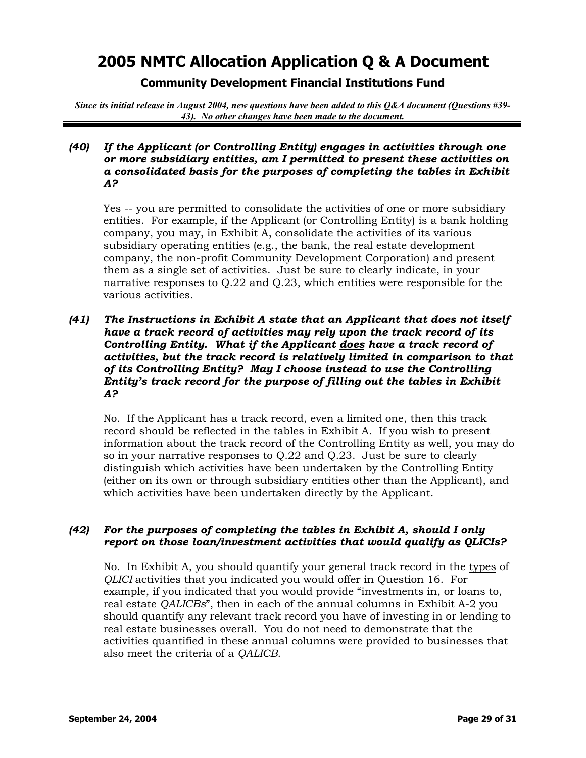# 2005 NMTC Allocation Application Q & A Document

## Community Development Financial Institutions Fund

***Since its initial release in August 2004, new questions have been added to this Q&A document (Questions #39-43). No other changes have been made to the document.***

***(40) If the Applicant (or Controlling Entity) engages in activities through one or more subsidiary entities, am I permitted to present these activities on a consolidated basis for the purposes of completing the tables in Exhibit A?***

Yes -- you are permitted to consolidate the activities of one or more subsidiary entities. For example, if the Applicant (or Controlling Entity) is a bank holding company, you may, in Exhibit A, consolidate the activities of its various subsidiary operating entities (e.g., the bank, the real estate development company, the non-profit Community Development Corporation) and present them as a single set of activities. Just be sure to clearly indicate, in your narrative responses to Q.22 and Q.23, which entities were responsible for the various activities.

***(41) The Instructions in Exhibit A state that an Applicant that does not itself have a track record of activities may rely upon the track record of its Controlling Entity. What if the Applicant <u>does</u> have a track record of activities, but the track record is relatively limited in comparison to that of its Controlling Entity? May I choose instead to use the Controlling Entity's track record for the purpose of filling out the tables in Exhibit A?***

No. If the Applicant has a track record, even a limited one, then this track record should be reflected in the tables in Exhibit A. If you wish to present information about the track record of the Controlling Entity as well, you may do so in your narrative responses to Q.22 and Q.23. Just be sure to clearly distinguish which activities have been undertaken by the Controlling Entity (either on its own or through subsidiary entities other than the Applicant), and which activities have been undertaken directly by the Applicant.

***(42) For the purposes of completing the tables in Exhibit A, should I only report on those loan/investment activities that would qualify as QLICIs?***

No. In Exhibit A, you should quantify your general track record in the <u>types</u> of *QLICI* activities that you indicated you would offer in Question 16. For example, if you indicated that you would provide "investments in, or loans to, real estate *QALICBs*", then in each of the annual columns in Exhibit A-2 you should quantify any relevant track record you have of investing in or lending to real estate businesses overall. You do not need to demonstrate that the activities quantified in these annual columns were provided to businesses that also meet the criteria of a *QALICB*.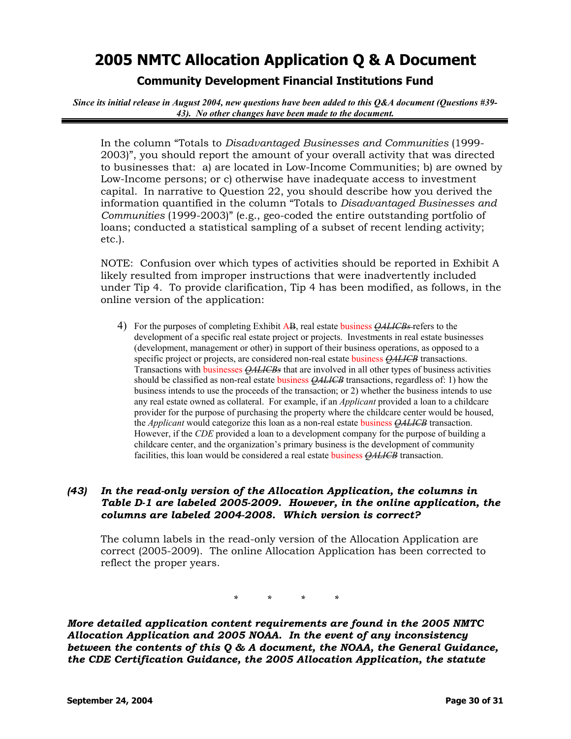*Since its initial release in August 2004, new questions have been added to this Q&A document (Questions #39-43). No other changes have been made to the document.*

In the column "Totals to *Disadvantaged Businesses and Communities* (1999-2003)", you should report the amount of your overall activity that was directed to businesses that: a) are located in Low-Income Communities; b) are owned by Low-Income persons; or c) otherwise have inadequate access to investment capital. In narrative to Question 22, you should describe how you derived the information quantified in the column "Totals to *Disadvantaged Businesses and Communities* (1999-2003)" (e.g., geo-coded the entire outstanding portfolio of loans; conducted a statistical sampling of a subset of recent lending activity; etc.).

NOTE: Confusion over which types of activities should be reported in Exhibit A likely resulted from improper instructions that were inadvertently included under Tip 4. To provide clarification, Tip 4 has been modified, as follows, in the online version of the application:

4) For the purposes of completing Exhibit A~~B~~, real estate business ~~*QALICBs*~~ refers to the development of a specific real estate project or projects. Investments in real estate businesses (development, management or other) in support of their business operations, as opposed to a specific project or projects, are considered non-real estate business ~~*QALICB*~~ transactions. Transactions with businesses ~~*QALICBs*~~ that are involved in all other types of business activities should be classified as non-real estate business ~~*QALICB*~~ transactions, regardless of: 1) how the business intends to use the proceeds of the transaction; or 2) whether the business intends to use any real estate owned as collateral. For example, if an *Applicant* provided a loan to a childcare provider for the purpose of purchasing the property where the childcare center would be housed, the *Applicant* would categorize this loan as a non-real estate business ~~*QALICB*~~ transaction. However, if the *CDE* provided a loan to a development company for the purpose of building a childcare center, and the organization's primary business is the development of community facilities, this loan would be considered a real estate business ~~*QALICB*~~ transaction.

***(43) In the read-only version of the Allocation Application, the columns in Table D-1 are labeled 2005-2009. However, in the online application, the columns are labeled 2004-2008. Which version is correct?***

The column labels in the read-only version of the Allocation Application are correct (2005-2009). The online Allocation Application has been corrected to reflect the proper years.

\* \* \* \*

***More detailed application content requirements are found in the 2005 NMTC Allocation Application and 2005 NOAA. In the event of any inconsistency between the contents of this Q & A document, the NOAA, the General Guidance, the CDE Certification Guidance, the 2005 Allocation Application, the statute***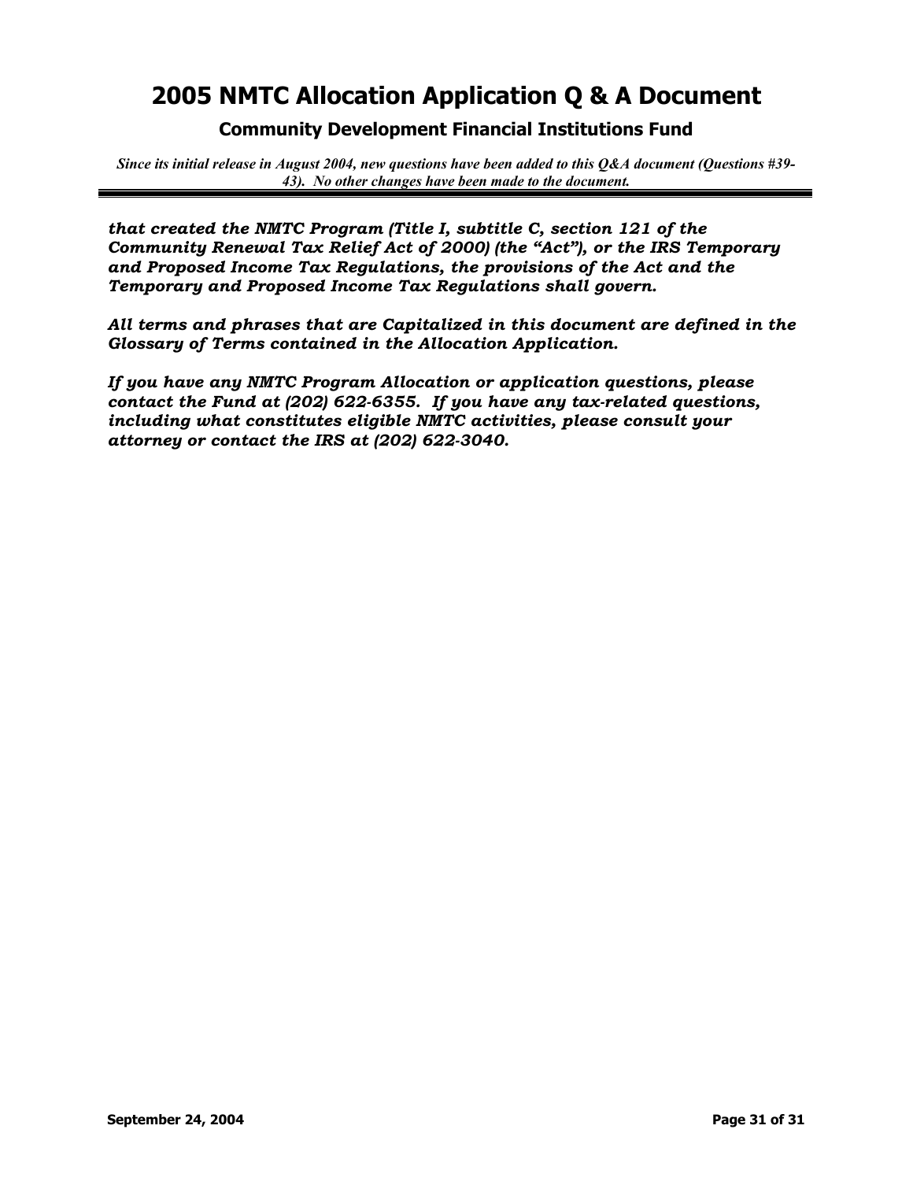***that created the NMTC Program (Title I, subtitle C, section 121 of the Community Renewal Tax Relief Act of 2000) (the "Act"), or the IRS Temporary and Proposed Income Tax Regulations, the provisions of the Act and the Temporary and Proposed Income Tax Regulations shall govern.***

***All terms and phrases that are Capitalized in this document are defined in the Glossary of Terms contained in the Allocation Application.***

***If you have any NMTC Program Allocation or application questions, please contact the Fund at (202) 622-6355. If you have any tax-related questions, including what constitutes eligible NMTC activities, please consult your attorney or contact the IRS at (202) 622-3040.***